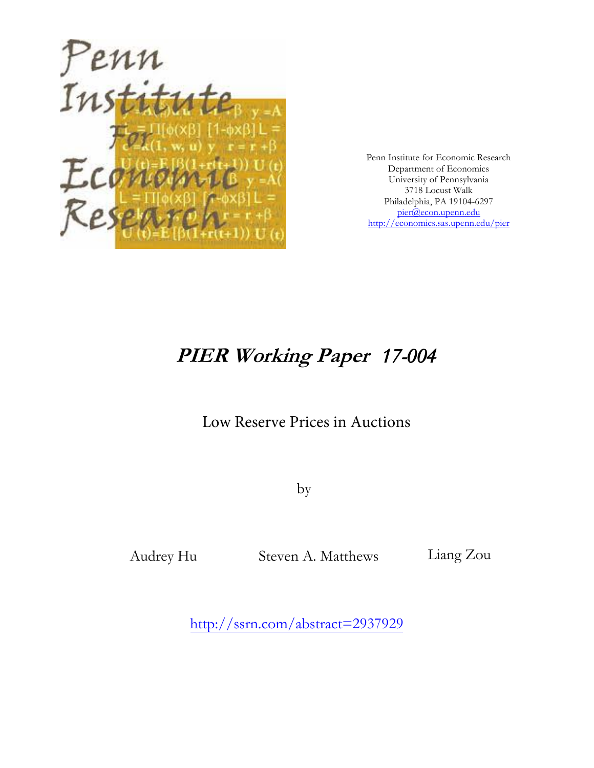Penn Institute for Economic Research
Department of Economics
University of Pennsylvania
3718 Locust Walk
Philadelphia, PA 19104-6297
pier@econ.upenn.edu
http://economics.sas.upenn.edu/pier

# *PIER Working Paper 17-004*

## Low Reserve Prices in Auctions

by

Audrey Hu Steven A. Matthews Liang Zou

http://ssrn.com/abstract=2937929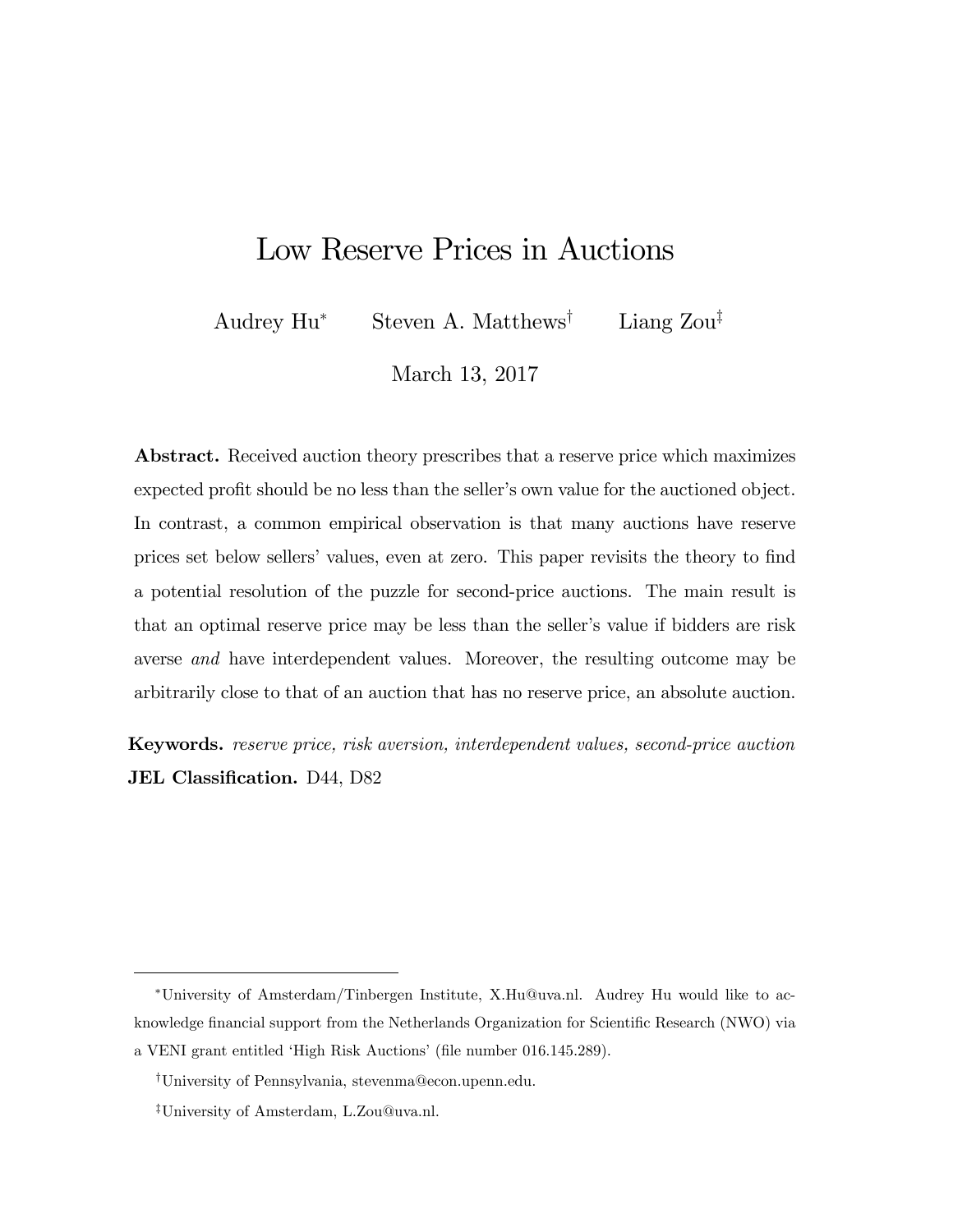# Low Reserve Prices in Auctions

Audrey Hu[*] Steven A. Matthews[†] Liang Zou[‡]

March 13, 2017

**Abstract.** Received auction theory prescribes that a reserve price which maximizes expected profit should be no less than the seller's own value for the auctioned object. In contrast, a common empirical observation is that many auctions have reserve prices set below sellers' values, even at zero. This paper revisits the theory to find a potential resolution of the puzzle for second-price auctions. The main result is that an optimal reserve price may be less than the seller's value if bidders are risk averse *and* have interdependent values. Moreover, the resulting outcome may be arbitrarily close to that of an auction that has no reserve price, an absolute auction.

**Keywords.** *reserve price, risk aversion, interdependent values, second-price auction*
**JEL Classification.** D44, D82

---

[*] University of Amsterdam/Tinbergen Institute, X.Hu@uva.nl. Audrey Hu would like to acknowledge financial support from the Netherlands Organization for Scientific Research (NWO) via a VENI grant entitled 'High Risk Auctions' (file number 016.145.289).

[†] University of Pennsylvania, stevenma@econ.upenn.edu.

[‡] University of Amsterdam, L.Zou@uva.nl.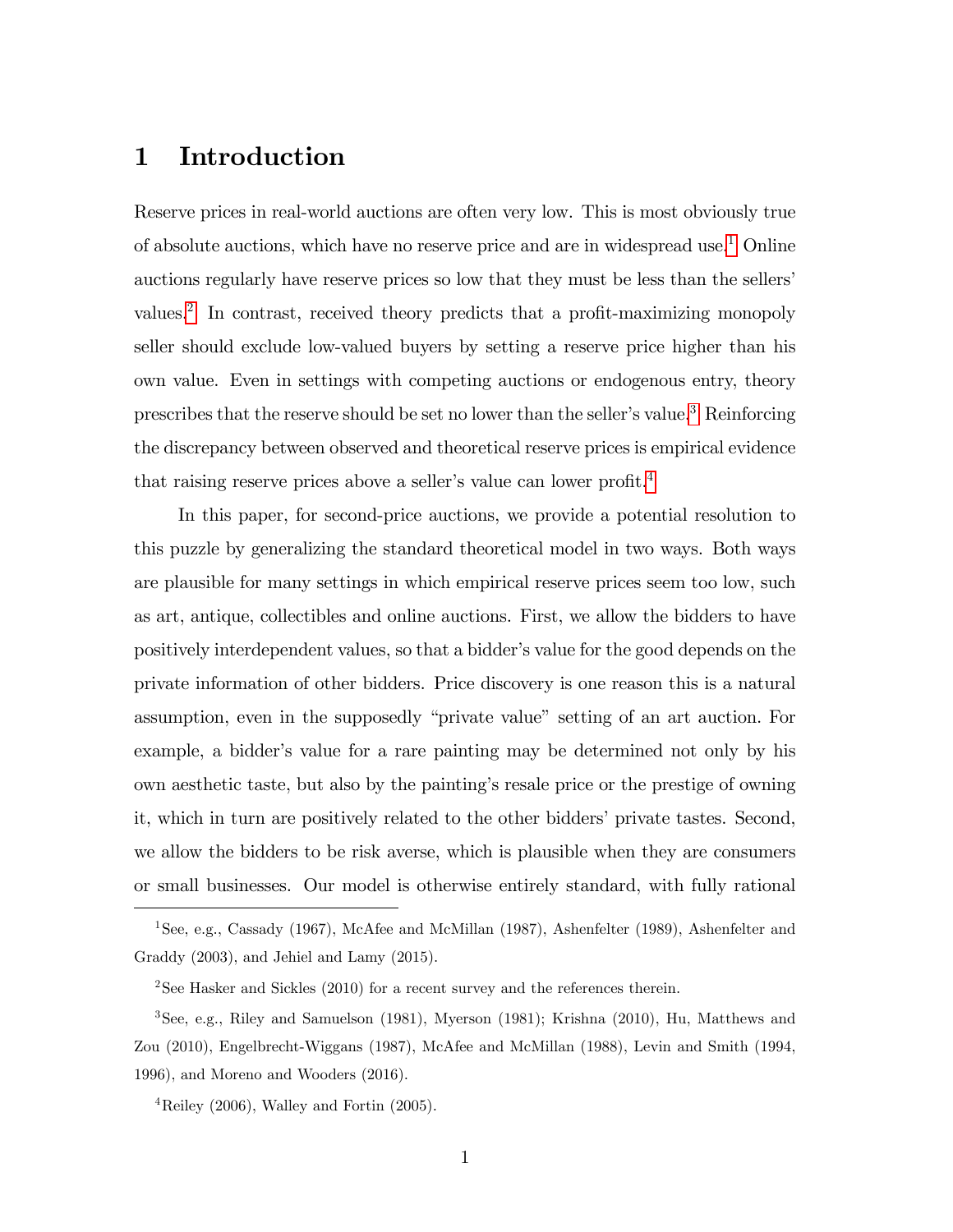# 1 Introduction

Reserve prices in real-world auctions are often very low. This is most obviously true of absolute auctions, which have no reserve price and are in widespread use.[1] Online auctions regularly have reserve prices so low that they must be less than the sellers' values.[2] In contrast, received theory predicts that a profit-maximizing monopoly seller should exclude low-valued buyers by setting a reserve price higher than his own value. Even in settings with competing auctions or endogenous entry, theory prescribes that the reserve should be set no lower than the seller's value.[3] Reinforcing the discrepancy between observed and theoretical reserve prices is empirical evidence that raising reserve prices above a seller's value can lower profit.[4]

In this paper, for second-price auctions, we provide a potential resolution to this puzzle by generalizing the standard theoretical model in two ways. Both ways are plausible for many settings in which empirical reserve prices seem too low, such as art, antique, collectibles and online auctions. First, we allow the bidders to have positively interdependent values, so that a bidder's value for the good depends on the private information of other bidders. Price discovery is one reason this is a natural assumption, even in the supposedly "private value" setting of an art auction. For example, a bidder's value for a rare painting may be determined not only by his own aesthetic taste, but also by the painting's resale price or the prestige of owning it, which in turn are positively related to the other bidders' private tastes. Second, we allow the bidders to be risk averse, which is plausible when they are consumers or small businesses. Our model is otherwise entirely standard, with fully rational

---

[1] See, e.g., Cassady (1967), McAfee and McMillan (1987), Ashenfelter (1989), Ashenfelter and Graddy (2003), and Jehiel and Lamy (2015).

[2] See Hasker and Sickles (2010) for a recent survey and the references therein.

[3] See, e.g., Riley and Samuelson (1981), Myerson (1981); Krishna (2010), Hu, Matthews and Zou (2010), Engelbrecht-Wiggans (1987), McAfee and McMillan (1988), Levin and Smith (1994, 1996), and Moreno and Wooders (2016).

[4] Reiley (2006), Walley and Fortin (2005).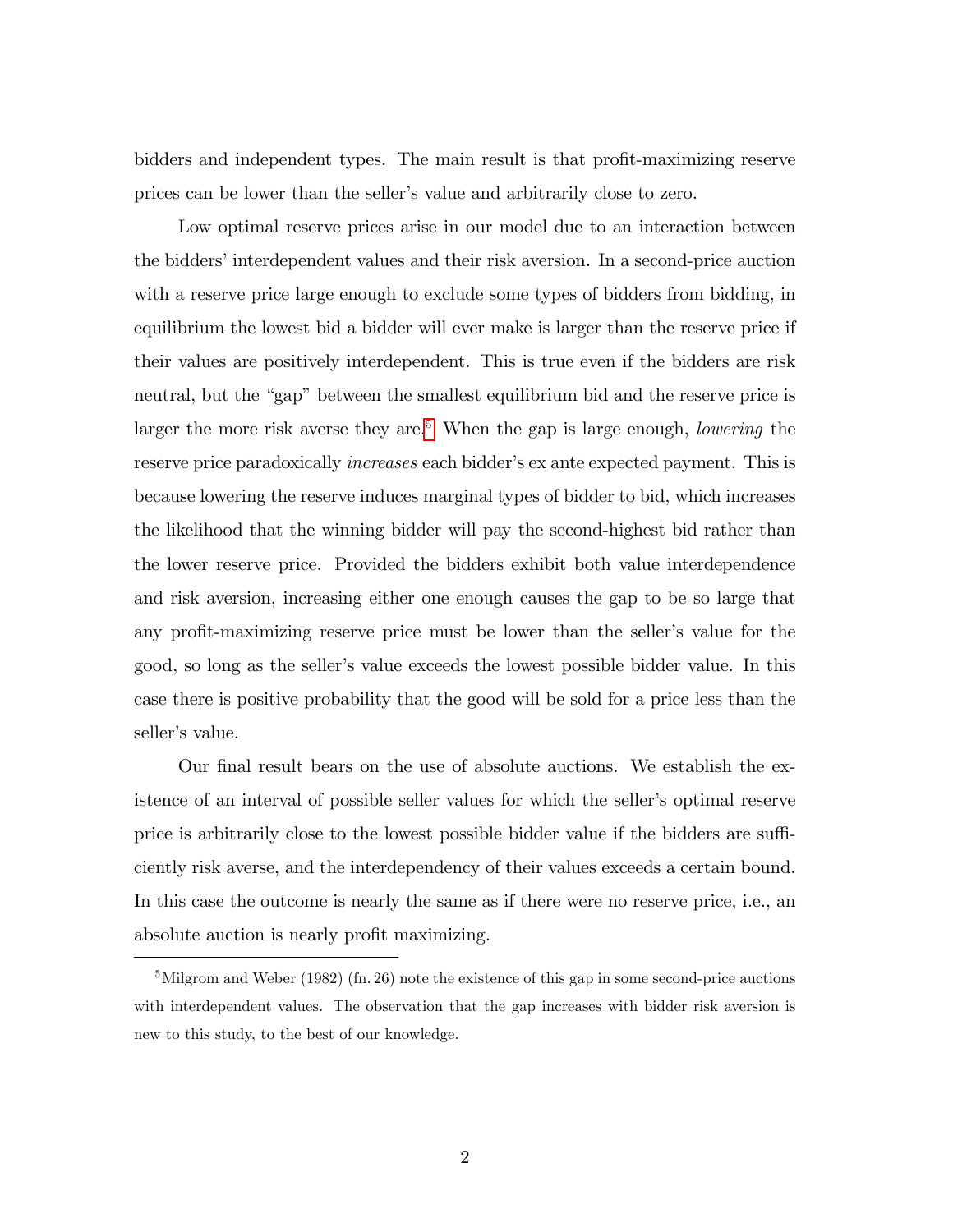bidders and independent types. The main result is that profit-maximizing reserve prices can be lower than the seller's value and arbitrarily close to zero.

Low optimal reserve prices arise in our model due to an interaction between the bidders' interdependent values and their risk aversion. In a second-price auction with a reserve price large enough to exclude some types of bidders from bidding, in equilibrium the lowest bid a bidder will ever make is larger than the reserve price if their values are positively interdependent. This is true even if the bidders are risk neutral, but the "gap" between the smallest equilibrium bid and the reserve price is larger the more risk averse they are.[5] When the gap is large enough, *lowering* the reserve price paradoxically *increases* each bidder's ex ante expected payment. This is because lowering the reserve induces marginal types of bidder to bid, which increases the likelihood that the winning bidder will pay the second-highest bid rather than the lower reserve price. Provided the bidders exhibit both value interdependence and risk aversion, increasing either one enough causes the gap to be so large that any profit-maximizing reserve price must be lower than the seller's value for the good, so long as the seller's value exceeds the lowest possible bidder value. In this case there is positive probability that the good will be sold for a price less than the seller's value.

Our final result bears on the use of absolute auctions. We establish the existence of an interval of possible seller values for which the seller's optimal reserve price is arbitrarily close to the lowest possible bidder value if the bidders are sufficiently risk averse, and the interdependency of their values exceeds a certain bound. In this case the outcome is nearly the same as if there were no reserve price, i.e., an absolute auction is nearly profit maximizing.

[5] Milgrom and Weber (1982) (fn. 26) note the existence of this gap in some second-price auctions with interdependent values. The observation that the gap increases with bidder risk aversion is new to this study, to the best of our knowledge.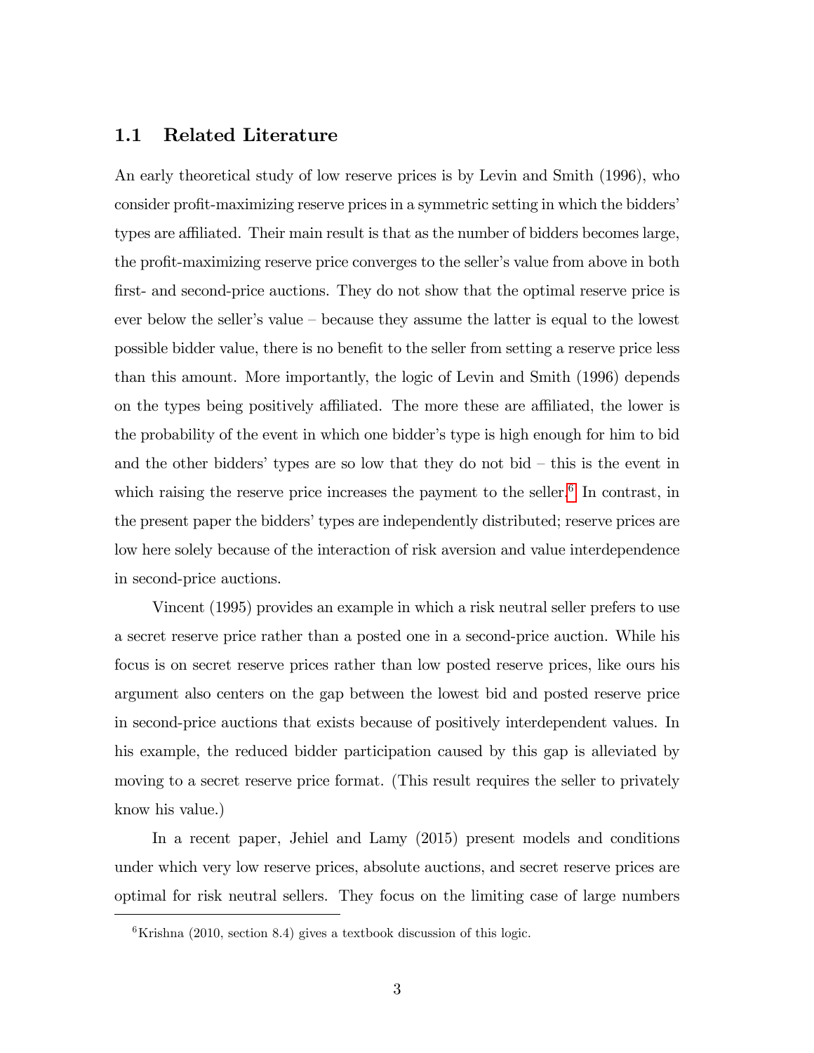## 1.1 Related Literature

An early theoretical study of low reserve prices is by Levin and Smith (1996), who consider profit-maximizing reserve prices in a symmetric setting in which the bidders' types are affiliated. Their main result is that as the number of bidders becomes large, the profit-maximizing reserve price converges to the seller's value from above in both first- and second-price auctions. They do not show that the optimal reserve price is ever below the seller's value – because they assume the latter is equal to the lowest possible bidder value, there is no benefit to the seller from setting a reserve price less than this amount. More importantly, the logic of Levin and Smith (1996) depends on the types being positively affiliated. The more these are affiliated, the lower is the probability of the event in which one bidder's type is high enough for him to bid and the other bidders' types are so low that they do not bid – this is the event in which raising the reserve price increases the payment to the seller.[6] In contrast, in the present paper the bidders' types are independently distributed; reserve prices are low here solely because of the interaction of risk aversion and value interdependence in second-price auctions.

Vincent (1995) provides an example in which a risk neutral seller prefers to use a secret reserve price rather than a posted one in a second-price auction. While his focus is on secret reserve prices rather than low posted reserve prices, like ours his argument also centers on the gap between the lowest bid and posted reserve price in second-price auctions that exists because of positively interdependent values. In his example, the reduced bidder participation caused by this gap is alleviated by moving to a secret reserve price format. (This result requires the seller to privately know his value.)

In a recent paper, Jehiel and Lamy (2015) present models and conditions under which very low reserve prices, absolute auctions, and secret reserve prices are optimal for risk neutral sellers. They focus on the limiting case of large numbers

[6] Krishna (2010, section 8.4) gives a textbook discussion of this logic.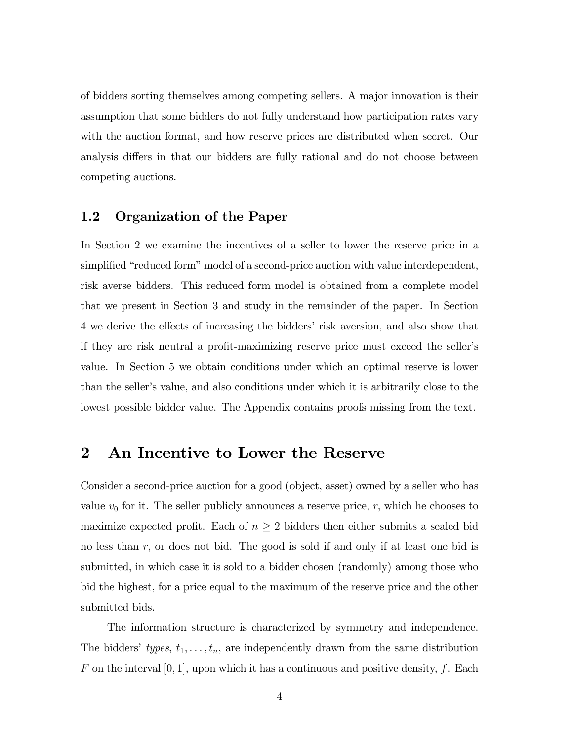of bidders sorting themselves among competing sellers. A major innovation is their assumption that some bidders do not fully understand how participation rates vary with the auction format, and how reserve prices are distributed when secret. Our analysis differs in that our bidders are fully rational and do not choose between competing auctions.

### 1.2 Organization of the Paper

In Section 2 we examine the incentives of a seller to lower the reserve price in a simplified "reduced form" model of a second-price auction with value interdependent, risk averse bidders. This reduced form model is obtained from a complete model that we present in Section 3 and study in the remainder of the paper. In Section 4 we derive the effects of increasing the bidders' risk aversion, and also show that if they are risk neutral a profit-maximizing reserve price must exceed the seller's value. In Section 5 we obtain conditions under which an optimal reserve is lower than the seller's value, and also conditions under which it is arbitrarily close to the lowest possible bidder value. The Appendix contains proofs missing from the text.

## 2 An Incentive to Lower the Reserve

Consider a second-price auction for a good (object, asset) owned by a seller who has value $v_0$ for it. The seller publicly announces a reserve price, $r$, which he chooses to maximize expected profit. Each of $n \geq 2$ bidders then either submits a sealed bid no less than $r$, or does not bid. The good is sold if and only if at least one bid is submitted, in which case it is sold to a bidder chosen (randomly) among those who bid the highest, for a price equal to the maximum of the reserve price and the other submitted bids.

The information structure is characterized by symmetry and independence. The bidders' *types*, $t_1, \ldots, t_n$, are independently drawn from the same distribution $F$ on the interval $[0, 1]$, upon which it has a continuous and positive density, $f$. Each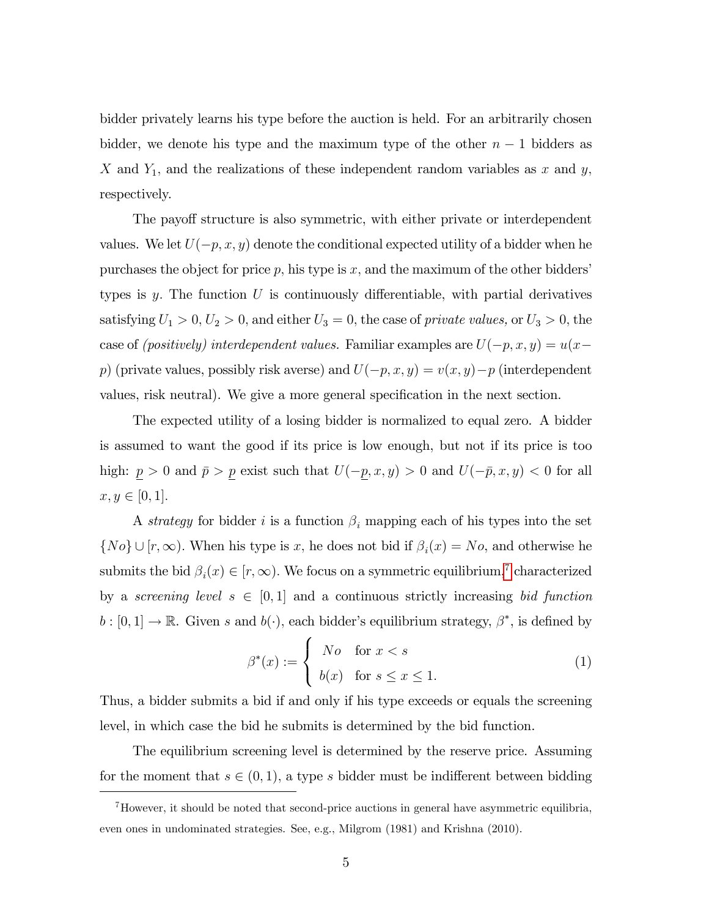bidder privately learns his type before the auction is held. For an arbitrarily chosen bidder, we denote his type and the maximum type of the other $n-1$ bidders as $X$ and $Y_1$, and the realizations of these independent random variables as $x$ and $y$, respectively.

The payoff structure is also symmetric, with either private or interdependent values. We let $U(-p, x, y)$ denote the conditional expected utility of a bidder when he purchases the object for price $p$, his type is $x$, and the maximum of the other bidders' types is $y$. The function $U$ is continuously differentiable, with partial derivatives satisfying $U_1 > 0$, $U_2 > 0$, and either $U_3 = 0$, the case of *private values,* or $U_3 > 0$, the case of *(positively) interdependent values.* Familiar examples are $U(-p, x, y) = u(x - p)$ (private values, possibly risk averse) and $U(-p, x, y) = v(x, y) - p$ (interdependent values, risk neutral). We give a more general specification in the next section.

The expected utility of a losing bidder is normalized to equal zero. A bidder is assumed to want the good if its price is low enough, but not if its price is too high: $\underline{p} > 0$ and $\bar{p} > \underline{p}$ exist such that $U(-\underline{p}, x, y) > 0$ and $U(-\bar{p}, x, y) < 0$ for all $x, y \in [0, 1]$.

A *strategy* for bidder $i$ is a function $\beta_i$ mapping each of his types into the set $\{No\} \cup [r, \infty)$. When his type is $x$, he does not bid if $\beta_i(x) = No$, and otherwise he submits the bid $\beta_i(x) \in [r, \infty)$. We focus on a symmetric equilibrium,[7] characterized by a *screening level* $s \in [0, 1]$ and a continuous strictly increasing *bid function* $b : [0, 1] \to \mathbb{R}$. Given $s$ and $b(\cdot)$, each bidder's equilibrium strategy, $\beta^*$, is defined by

$$\beta^*(x) := \begin{cases} No & \text{for } x < s \\ b(x) & \text{for } s \leq x \leq 1. \end{cases} \tag{1}$$

Thus, a bidder submits a bid if and only if his type exceeds or equals the screening level, in which case the bid he submits is determined by the bid function.

The equilibrium screening level is determined by the reserve price. Assuming for the moment that $s \in (0, 1)$, a type $s$ bidder must be indifferent between bidding

[7] However, it should be noted that second-price auctions in general have asymmetric equilibria, even ones in undominated strategies. See, e.g., Milgrom (1981) and Krishna (2010).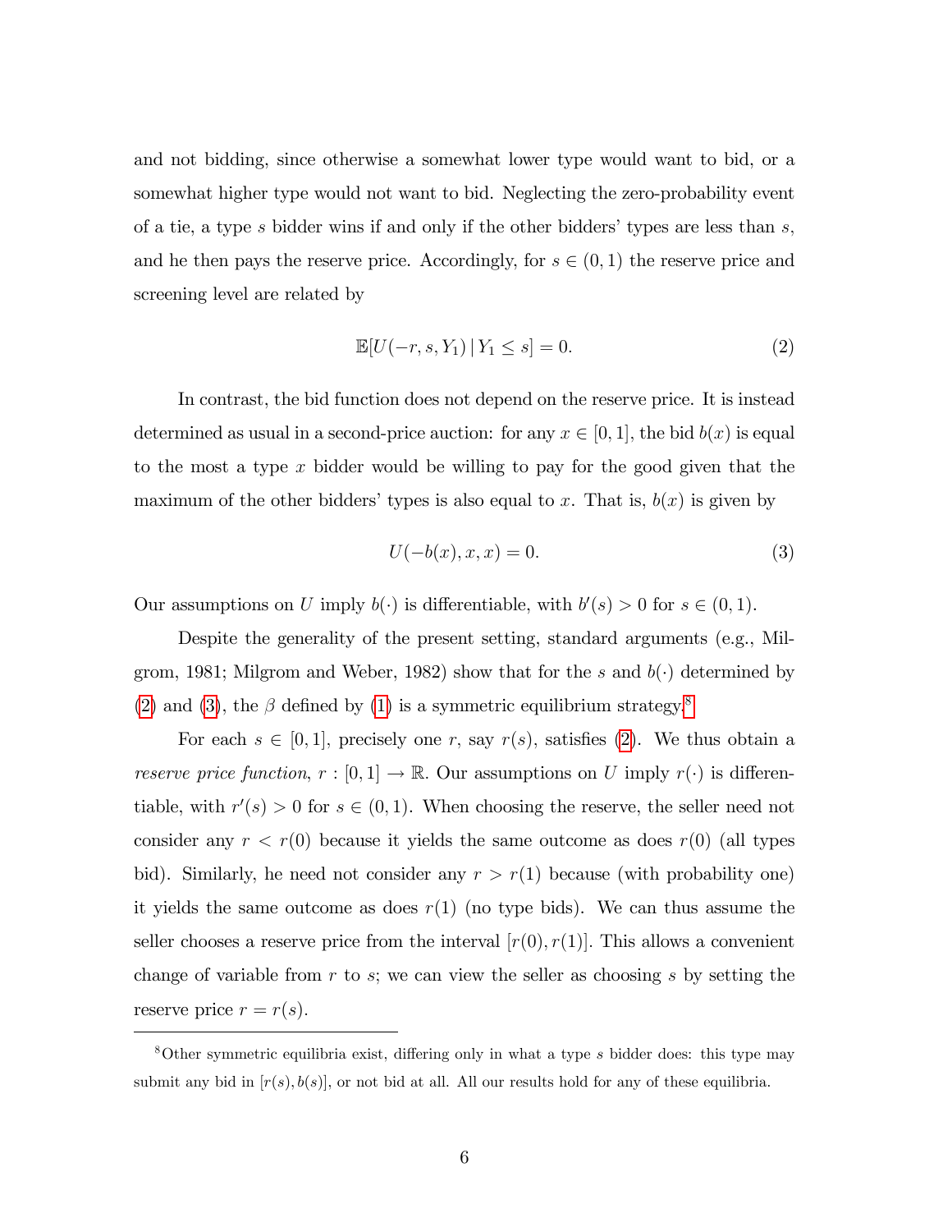and not bidding, since otherwise a somewhat lower type would want to bid, or a somewhat higher type would not want to bid. Neglecting the zero-probability event of a tie, a type $s$ bidder wins if and only if the other bidders' types are less than $s$, and he then pays the reserve price. Accordingly, for $s \in (0, 1)$ the reserve price and screening level are related by

$$\mathbb{E}[U(-r, s, Y_1) \,|\, Y_1 \leq s] = 0. \tag{2}$$

In contrast, the bid function does not depend on the reserve price. It is instead determined as usual in a second-price auction: for any $x \in [0, 1]$, the bid $b(x)$ is equal to the most a type $x$ bidder would be willing to pay for the good given that the maximum of the other bidders' types is also equal to $x$. That is, $b(x)$ is given by

$$U(-b(x), x, x) = 0. \tag{3}$$

Our assumptions on $U$ imply $b(\cdot)$ is differentiable, with $b'(s) > 0$ for $s \in (0, 1)$.

Despite the generality of the present setting, standard arguments (e.g., Milgrom, 1981; Milgrom and Weber, 1982) show that for the $s$ and $b(\cdot)$ determined by (2) and (3), the $\beta$ defined by (1) is a symmetric equilibrium strategy.[8]

For each $s \in [0, 1]$, precisely one $r$, say $r(s)$, satisfies (2). We thus obtain a *reserve price function*, $r : [0, 1] \to \mathbb{R}$. Our assumptions on $U$ imply $r(\cdot)$ is differentiable, with $r'(s) > 0$ for $s \in (0, 1)$. When choosing the reserve, the seller need not consider any $r < r(0)$ because it yields the same outcome as does $r(0)$ (all types bid). Similarly, he need not consider any $r > r(1)$ because (with probability one) it yields the same outcome as does $r(1)$ (no type bids). We can thus assume the seller chooses a reserve price from the interval $[r(0), r(1)]$. This allows a convenient change of variable from $r$ to $s$; we can view the seller as choosing $s$ by setting the reserve price $r = r(s)$.

[8] Other symmetric equilibria exist, differing only in what a type $s$ bidder does: this type may submit any bid in $[r(s), b(s)]$, or not bid at all. All our results hold for any of these equilibria.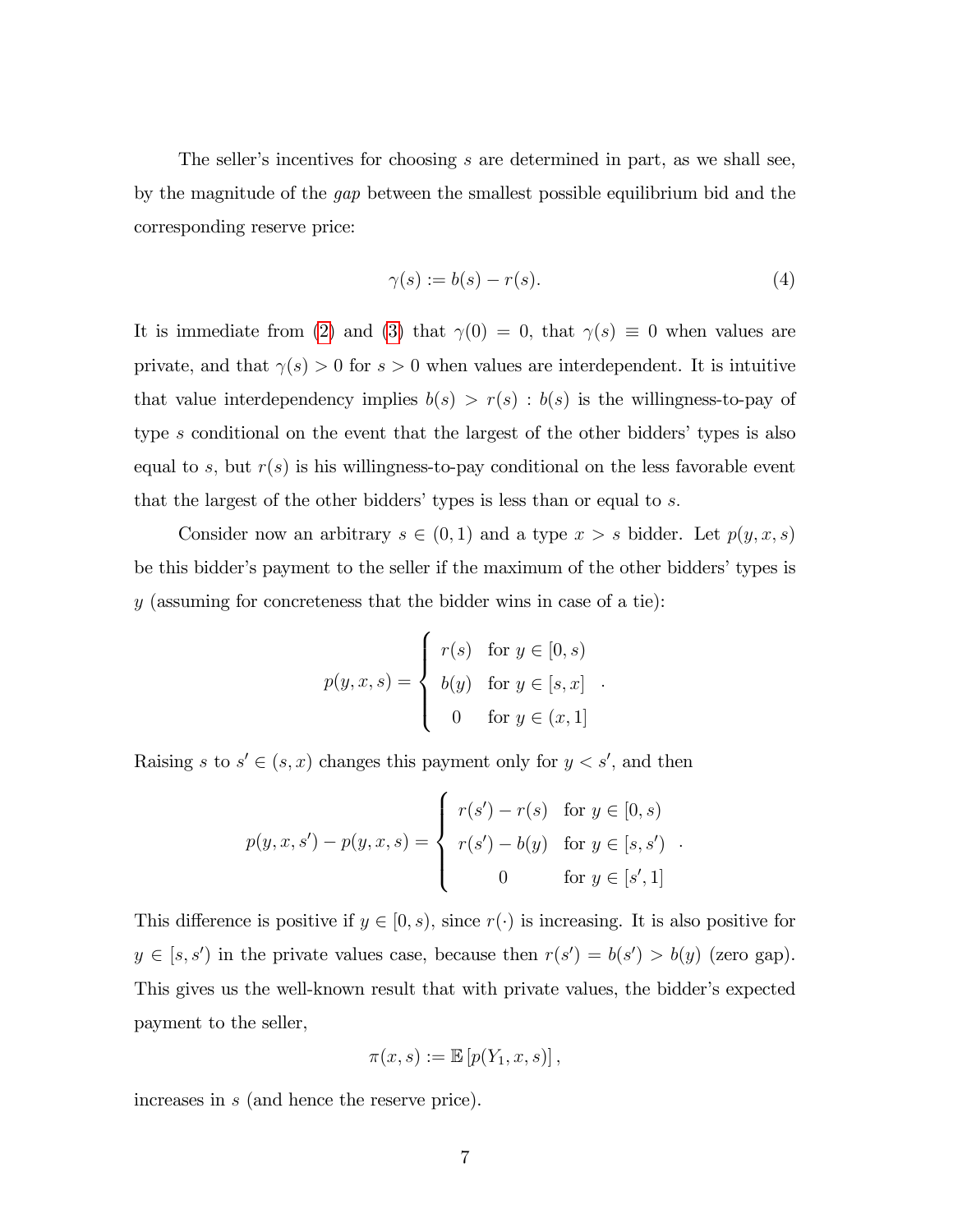The seller's incentives for choosing $s$ are determined in part, as we shall see, by the magnitude of the *gap* between the smallest possible equilibrium bid and the corresponding reserve price:

$$\gamma(s) := b(s) - r(s). \tag{4}$$

It is immediate from (2) and (3) that $\gamma(0) = 0$, that $\gamma(s) \equiv 0$ when values are private, and that $\gamma(s) > 0$ for $s > 0$ when values are interdependent. It is intuitive that value interdependency implies $b(s) > r(s)$ : $b(s)$ is the willingness-to-pay of type $s$ conditional on the event that the largest of the other bidders' types is also equal to $s$, but $r(s)$ is his willingness-to-pay conditional on the less favorable event that the largest of the other bidders' types is less than or equal to $s$.

Consider now an arbitrary $s \in (0, 1)$ and a type $x > s$ bidder. Let $p(y, x, s)$ be this bidder's payment to the seller if the maximum of the other bidders' types is $y$ (assuming for concreteness that the bidder wins in case of a tie):

$$p(y, x, s) = \begin{cases} r(s) & \text{for } y \in [0, s) \\ b(y) & \text{for } y \in [s, x] \\ 0 & \text{for } y \in (x, 1] \end{cases}.$$

Raising $s$ to $s' \in (s, x)$ changes this payment only for $y < s'$, and then

$$p(y, x, s') - p(y, x, s) = \begin{cases} r(s') - r(s) & \text{for } y \in [0, s) \\ r(s') - b(y) & \text{for } y \in [s, s') \\ 0 & \text{for } y \in [s', 1] \end{cases}.$$

This difference is positive if $y \in [0, s)$, since $r(\cdot)$ is increasing. It is also positive for $y \in [s, s')$ in the private values case, because then $r(s') = b(s') > b(y)$ (zero gap). This gives us the well-known result that with private values, the bidder's expected payment to the seller,

$$\pi(x, s) := \mathbb{E}\left[p(Y_1, x, s)\right],$$

increases in $s$ (and hence the reserve price).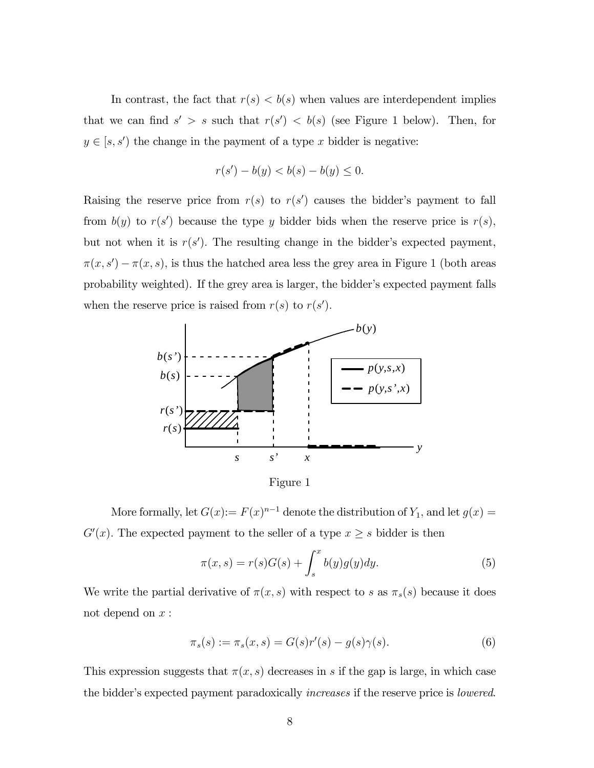In contrast, the fact that $r(s) < b(s)$ when values are interdependent implies that we can find $s' > s$ such that $r(s') < b(s)$ (see Figure 1 below). Then, for $y \in [s, s')$ the change in the payment of a type $x$ bidder is negative:

$$r(s') - b(y) < b(s) - b(y) \leq 0.$$

Raising the reserve price from $r(s)$ to $r(s')$ causes the bidder's payment to fall from $b(y)$ to $r(s')$ because the type $y$ bidder bids when the reserve price is $r(s)$, but not when it is $r(s')$. The resulting change in the bidder's expected payment, $\pi(x, s') - \pi(x, s)$, is thus the hatched area less the grey area in Figure 1 (both areas probability weighted). If the grey area is larger, the bidder's expected payment falls when the reserve price is raised from $r(s)$ to $r(s')$.

Figure 1

More formally, let $G(x) := F(x)^{n-1}$ denote the distribution of $Y_1$, and let $g(x) = G'(x)$. The expected payment to the seller of a type $x \geq s$ bidder is then

$$\pi(x, s) = r(s)G(s) + \int_s^x b(y)g(y)dy. \tag{5}$$

We write the partial derivative of $\pi(x, s)$ with respect to $s$ as $\pi_s(s)$ because it does not depend on $x$ :

$$\pi_s(s) := \pi_s(x, s) = G(s)r'(s) - g(s)\gamma(s). \tag{6}$$

This expression suggests that $\pi(x, s)$ decreases in $s$ if the gap is large, in which case the bidder's expected payment paradoxically *increases* if the reserve price is *lowered*.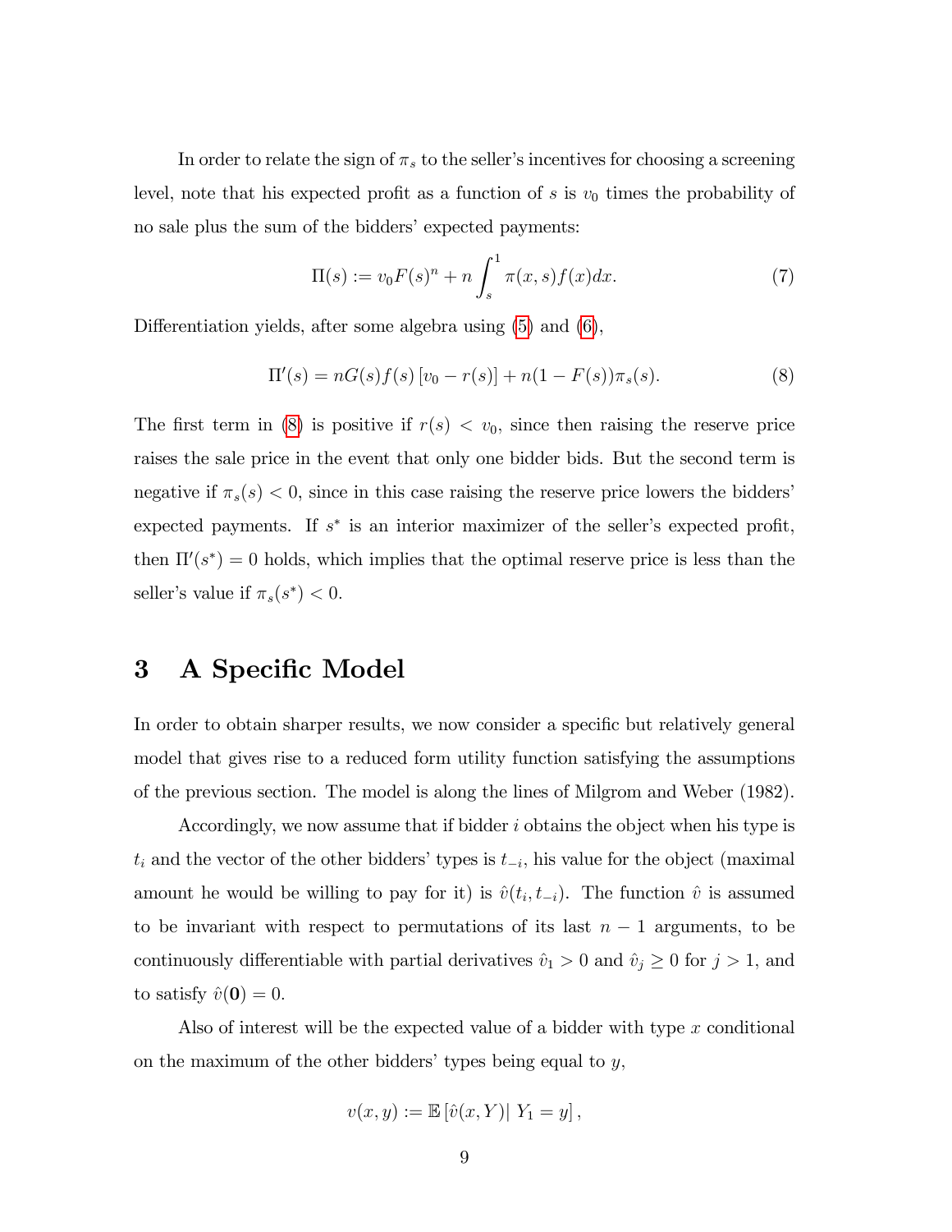In order to relate the sign of $\pi_s$ to the seller's incentives for choosing a screening level, note that his expected profit as a function of $s$ is $v_0$ times the probability of no sale plus the sum of the bidders' expected payments:

$$\Pi(s) := v_0 F(s)^n + n \int_s^1 \pi(x, s) f(x) dx. \tag{7}$$

Differentiation yields, after some algebra using (5) and (6),

$$\Pi'(s) = nG(s)f(s)\left[v_0 - r(s)\right] + n(1 - F(s))\pi_s(s). \tag{8}$$

The first term in (8) is positive if $r(s) < v_0$, since then raising the reserve price raises the sale price in the event that only one bidder bids. But the second term is negative if $\pi_s(s) < 0$, since in this case raising the reserve price lowers the bidders' expected payments. If $s^*$ is an interior maximizer of the seller's expected profit, then $\Pi'(s^*) = 0$ holds, which implies that the optimal reserve price is less than the seller's value if $\pi_s(s^*) < 0$.

# 3 A Specific Model

In order to obtain sharper results, we now consider a specific but relatively general model that gives rise to a reduced form utility function satisfying the assumptions of the previous section. The model is along the lines of Milgrom and Weber (1982).

Accordingly, we now assume that if bidder $i$ obtains the object when his type is $t_i$ and the vector of the other bidders' types is $t_{-i}$, his value for the object (maximal amount he would be willing to pay for it) is $\hat{v}(t_i, t_{-i})$. The function $\hat{v}$ is assumed to be invariant with respect to permutations of its last $n-1$ arguments, to be continuously differentiable with partial derivatives $\hat{v}_1 > 0$ and $\hat{v}_j \geq 0$ for $j > 1$, and to satisfy $\hat{v}(\mathbf{0}) = 0$.

Also of interest will be the expected value of a bidder with type $x$ conditional on the maximum of the other bidders' types being equal to $y$,

$$v(x, y) := \mathbb{E}\left[\hat{v}(x, Y) \middle| \, Y_1 = y\right],$$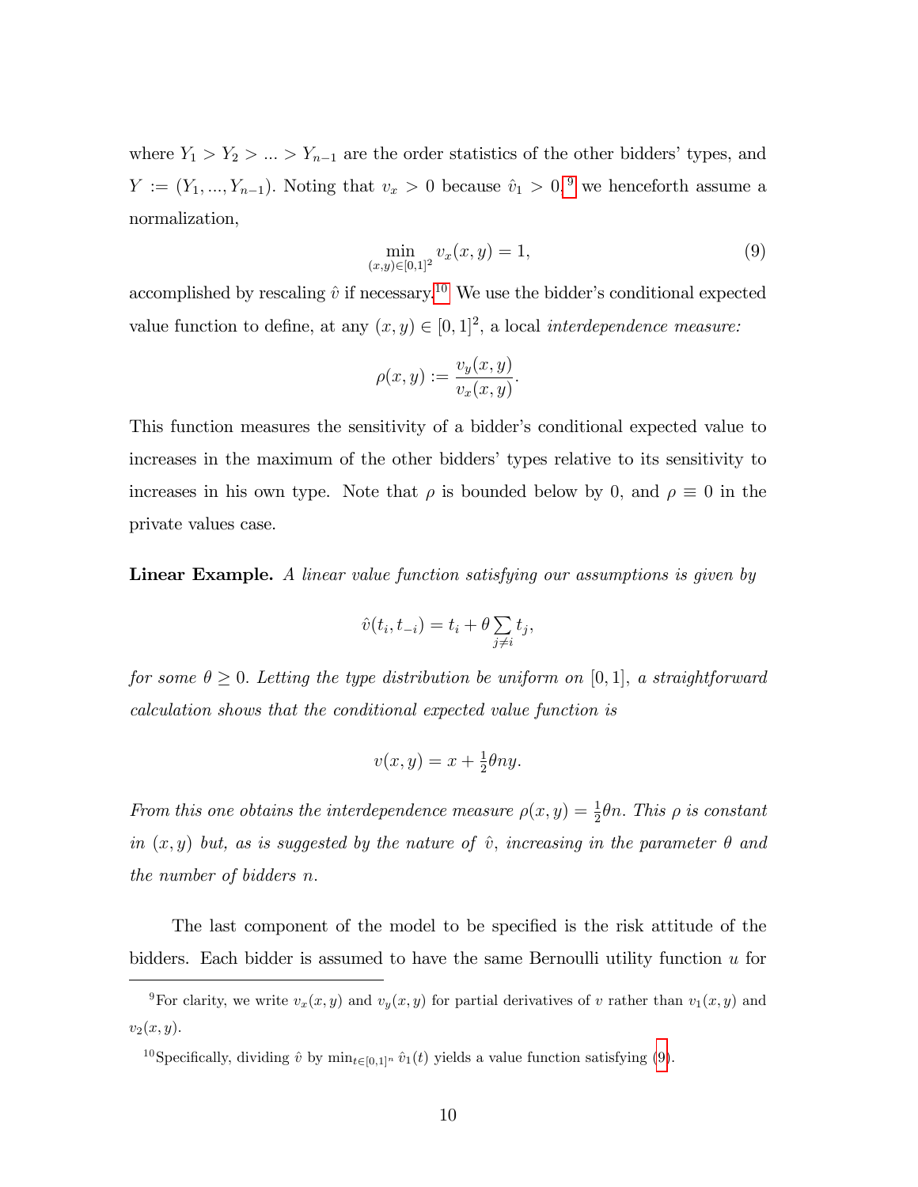where $Y_1 > Y_2 > ... > Y_{n-1}$ are the order statistics of the other bidders' types, and $Y := (Y_1, ..., Y_{n-1})$. Noting that $v_x > 0$ because $\hat{v}_1 > 0$,[9] we henceforth assume a normalization,

$$\min_{(x,y)\in[0,1]^2} v_x(x, y) = 1, \tag{9}$$

accomplished by rescaling $\hat{v}$ if necessary.[10] We use the bidder's conditional expected value function to define, at any $(x, y) \in [0, 1]^2$, a local *interdependence measure:*

$$\rho(x, y) := \frac{v_y(x, y)}{v_x(x, y)}.$$

This function measures the sensitivity of a bidder's conditional expected value to increases in the maximum of the other bidders' types relative to its sensitivity to increases in his own type. Note that $\rho$ is bounded below by 0, and $\rho \equiv 0$ in the private values case.

**Linear Example.** *A linear value function satisfying our assumptions is given by*

$$\hat{v}(t_i, t_{-i}) = t_i + \theta \sum_{j \neq i} t_j,$$

*for some $\theta \geq 0$. Letting the type distribution be uniform on $[0, 1]$, a straightforward calculation shows that the conditional expected value function is*

$$v(x, y) = x + \tfrac{1}{2}\theta n y.$$

*From this one obtains the interdependence measure $\rho(x, y) = \frac{1}{2}\theta n$. This $\rho$ is constant in $(x, y)$ but, as is suggested by the nature of $\hat{v}$, increasing in the parameter $\theta$ and the number of bidders $n$.*

The last component of the model to be specified is the risk attitude of the bidders. Each bidder is assumed to have the same Bernoulli utility function $u$ for

---

[9] For clarity, we write $v_x(x, y)$ and $v_y(x, y)$ for partial derivatives of $v$ rather than $v_1(x, y)$ and $v_2(x, y)$.

[10] Specifically, dividing $\hat{v}$ by $\min_{t\in[0,1]^n} \hat{v}_1(t)$ yields a value function satisfying (9).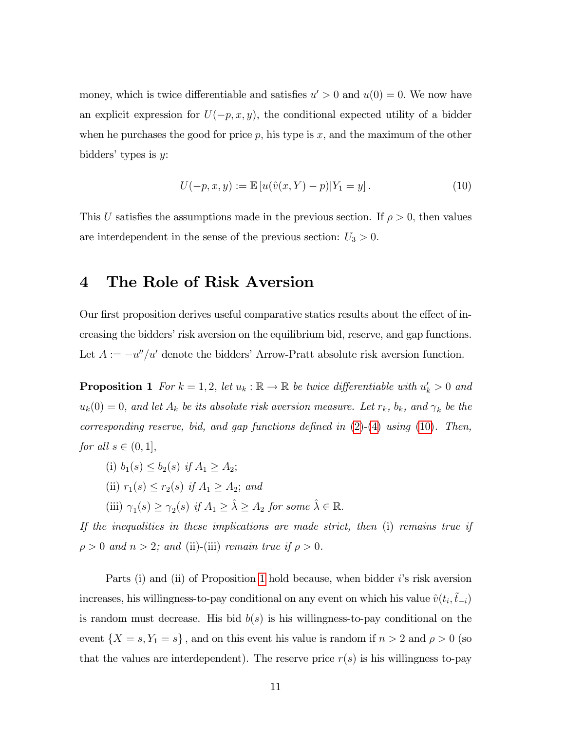money, which is twice differentiable and satisfies $u' > 0$ and $u(0) = 0$. We now have an explicit expression for $U(-p, x, y)$, the conditional expected utility of a bidder when he purchases the good for price $p$, his type is $x$, and the maximum of the other bidders' types is $y$:

$$U(-p, x, y) := \mathbb{E}\left[u(\hat{v}(x, Y) - p)|Y_1 = y\right]. \tag{10}$$

This $U$ satisfies the assumptions made in the previous section. If $\rho > 0$, then values are interdependent in the sense of the previous section: $U_3 > 0$.

# 4 The Role of Risk Aversion

Our first proposition derives useful comparative statics results about the effect of increasing the bidders' risk aversion on the equilibrium bid, reserve, and gap functions. Let $A := -u''/u'$ denote the bidders' Arrow-Pratt absolute risk aversion function.

**Proposition 1** *For $k = 1, 2$, let $u_k : \mathbb{R} \to \mathbb{R}$ be twice differentiable with $u_k' > 0$ and $u_k(0) = 0$, and let $A_k$ be its absolute risk aversion measure. Let $r_k$, $b_k$, and $\gamma_k$ be the corresponding reserve, bid, and gap functions defined in (2)-(4) using (10). Then, for all $s \in (0, 1]$,*

*(i) $b_1(s) \leq b_2(s)$ if $A_1 \geq A_2$;*

*(ii) $r_1(s) \leq r_2(s)$ if $A_1 \geq A_2$; and*

*(iii) $\gamma_1(s) \geq \gamma_2(s)$ if $A_1 \geq \hat{\lambda} \geq A_2$ for some $\hat{\lambda} \in \mathbb{R}$.*

*If the inequalities in these implications are made strict, then* (i) *remains true if $\rho > 0$ and $n > 2$; and* (ii)-(iii) *remain true if $\rho > 0$.*

Parts (i) and (ii) of Proposition 1 hold because, when bidder $i$'s risk aversion increases, his willingness-to-pay conditional on any event on which his value $\hat{v}(t_i, \tilde{t}_{-i})$ is random must decrease. His bid $b(s)$ is his willingness-to-pay conditional on the event $\{X = s, Y_1 = s\}$, and on this event his value is random if $n > 2$ and $\rho > 0$ (so that the values are interdependent). The reserve price $r(s)$ is his willingness to-pay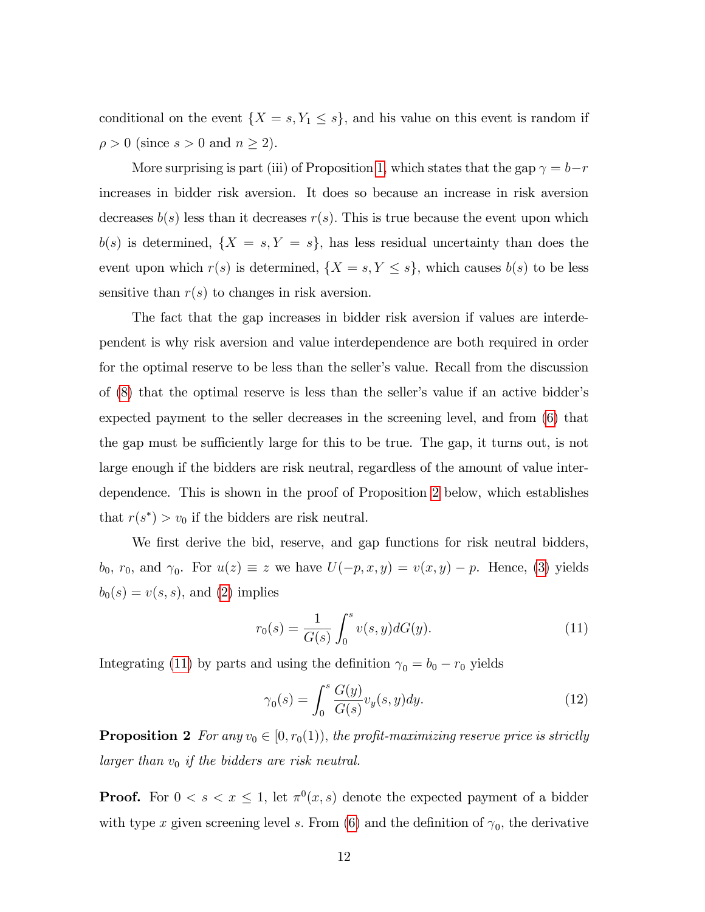conditional on the event $\{X = s, Y_1 \leq s\}$, and his value on this event is random if $\rho > 0$ (since $s > 0$ and $n \geq 2$).

More surprising is part (iii) of Proposition 1, which states that the gap $\gamma = b - r$ increases in bidder risk aversion. It does so because an increase in risk aversion decreases $b(s)$ less than it decreases $r(s)$. This is true because the event upon which $b(s)$ is determined, $\{X = s, Y = s\}$, has less residual uncertainty than does the event upon which $r(s)$ is determined, $\{X = s, Y \leq s\}$, which causes $b(s)$ to be less sensitive than $r(s)$ to changes in risk aversion.

The fact that the gap increases in bidder risk aversion if values are interdependent is why risk aversion and value interdependence are both required in order for the optimal reserve to be less than the seller's value. Recall from the discussion of (8) that the optimal reserve is less than the seller's value if an active bidder's expected payment to the seller decreases in the screening level, and from (6) that the gap must be sufficiently large for this to be true. The gap, it turns out, is not large enough if the bidders are risk neutral, regardless of the amount of value interdependence. This is shown in the proof of Proposition 2 below, which establishes that $r(s^*) > v_0$ if the bidders are risk neutral.

We first derive the bid, reserve, and gap functions for risk neutral bidders, $b_0$, $r_0$, and $\gamma_0$. For $u(z) \equiv z$ we have $U(-p, x, y) = v(x, y) - p$. Hence, (3) yields $b_0(s) = v(s, s)$, and (2) implies

$$r_0(s) = \frac{1}{G(s)} \int_0^s v(s, y) dG(y). \tag{11}$$

Integrating (11) by parts and using the definition $\gamma_0 = b_0 - r_0$ yields

$$\gamma_0(s) = \int_0^s \frac{G(y)}{G(s)} v_y(s, y) dy. \tag{12}$$

**Proposition 2** *For any $v_0 \in [0, r_0(1))$, the profit-maximizing reserve price is strictly larger than $v_0$ if the bidders are risk neutral.*

**Proof.** For $0 < s < x \leq 1$, let $\pi^0(x, s)$ denote the expected payment of a bidder with type $x$ given screening level $s$. From (6) and the definition of $\gamma_0$, the derivative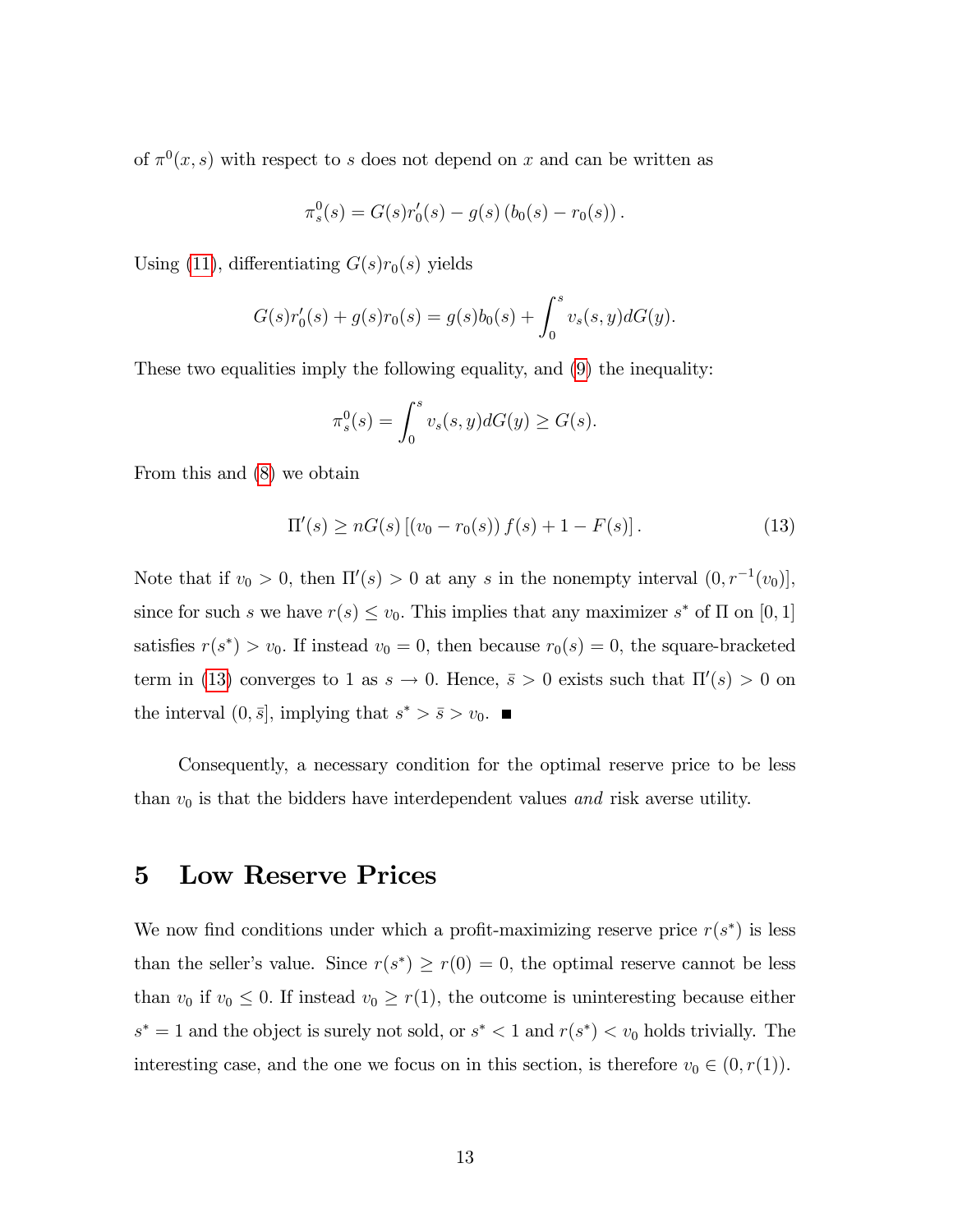of $\pi^0(x, s)$ with respect to $s$ does not depend on $x$ and can be written as

$$\pi^0_s(s) = G(s)r_0'(s) - g(s)\left(b_0(s) - r_0(s)\right).$$

Using (11), differentiating $G(s)r_0(s)$ yields

$$G(s)r_0'(s) + g(s)r_0(s) = g(s)b_0(s) + \int_0^s v_s(s, y)dG(y).$$

These two equalities imply the following equality, and (9) the inequality:

$$\pi^0_s(s) = \int_0^s v_s(s, y)dG(y) \geq G(s).$$

From this and (8) we obtain

$$\Pi'(s) \geq nG(s)\left[\left(v_0 - r_0(s)\right)f(s) + 1 - F(s)\right]. \tag{13}$$

Note that if $v_0 > 0$, then $\Pi'(s) > 0$ at any $s$ in the nonempty interval $(0, r^{-1}(v_0)]$, since for such $s$ we have $r(s) \leq v_0$. This implies that any maximizer $s^*$ of $\Pi$ on $[0, 1]$ satisfies $r(s^*) > v_0$. If instead $v_0 = 0$, then because $r_0(s) = 0$, the square-bracketed term in (13) converges to 1 as $s \to 0$. Hence, $\bar{s} > 0$ exists such that $\Pi'(s) > 0$ on the interval $(0, \bar{s}]$, implying that $s^* > \bar{s} > v_0$. ■

Consequently, a necessary condition for the optimal reserve price to be less than $v_0$ is that the bidders have interdependent values *and* risk averse utility.

## 5 Low Reserve Prices

We now find conditions under which a profit-maximizing reserve price $r(s^*)$ is less than the seller's value. Since $r(s^*) \geq r(0) = 0$, the optimal reserve cannot be less than $v_0$ if $v_0 \leq 0$. If instead $v_0 \geq r(1)$, the outcome is uninteresting because either $s^* = 1$ and the object is surely not sold, or $s^* < 1$ and $r(s^*) < v_0$ holds trivially. The interesting case, and the one we focus on in this section, is therefore $v_0 \in (0, r(1))$.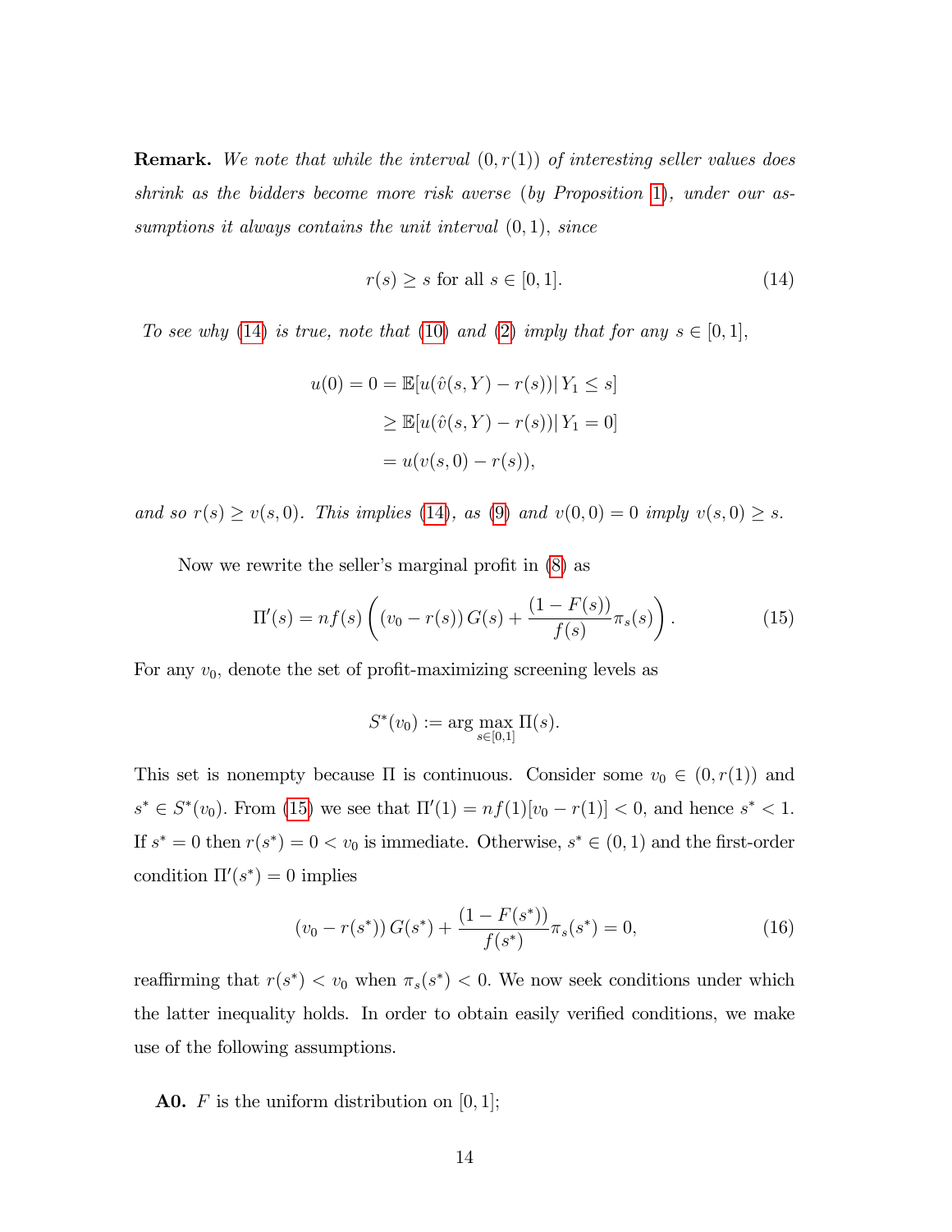**Remark.** *We note that while the interval $(0, r(1))$ of interesting seller values does shrink as the bidders become more risk averse (by Proposition 1), under our assumptions it always contains the unit interval $(0,1)$, since*

$$r(s) \geq s \text{ for all } s \in [0,1]. \tag{14}$$

*To see why (14) is true, note that (10) and (2) imply that for any $s \in [0,1]$,*

$$\begin{aligned}
u(0) = 0 &= \mathbb{E}[u(\hat{v}(s,Y) - r(s)) | \, Y_1 \leq s] \\
&\geq \mathbb{E}[u(\hat{v}(s,Y) - r(s)) | \, Y_1 = 0] \\
&= u(v(s,0) - r(s)),
\end{aligned}$$

*and so $r(s) \geq v(s,0)$. This implies (14), as (9) and $v(0,0) = 0$ imply $v(s,0) \geq s$.*

Now we rewrite the seller's marginal profit in (8) as

$$\Pi'(s) = nf(s)\left( (v_0 - r(s))\, G(s) + \frac{(1 - F(s))}{f(s)} \pi_s(s) \right). \tag{15}$$

For any $v_0$, denote the set of profit-maximizing screening levels as

$$S^*(v_0) := \arg\max_{s \in [0,1]} \Pi(s).$$

This set is nonempty because $\Pi$ is continuous. Consider some $v_0 \in (0, r(1))$ and $s^* \in S^*(v_0)$. From (15) we see that $\Pi'(1) = nf(1)[v_0 - r(1)] < 0$, and hence $s^* < 1$. If $s^* = 0$ then $r(s^*) = 0 < v_0$ is immediate. Otherwise, $s^* \in (0,1)$ and the first-order condition $\Pi'(s^*) = 0$ implies

$$(v_0 - r(s^*))\, G(s^*) + \frac{(1 - F(s^*))}{f(s^*)} \pi_s(s^*) = 0, \tag{16}$$

reaffirming that $r(s^*) < v_0$ when $\pi_s(s^*) < 0$. We now seek conditions under which the latter inequality holds. In order to obtain easily verified conditions, we make use of the following assumptions.

**A0.** $F$ is the uniform distribution on $[0,1]$;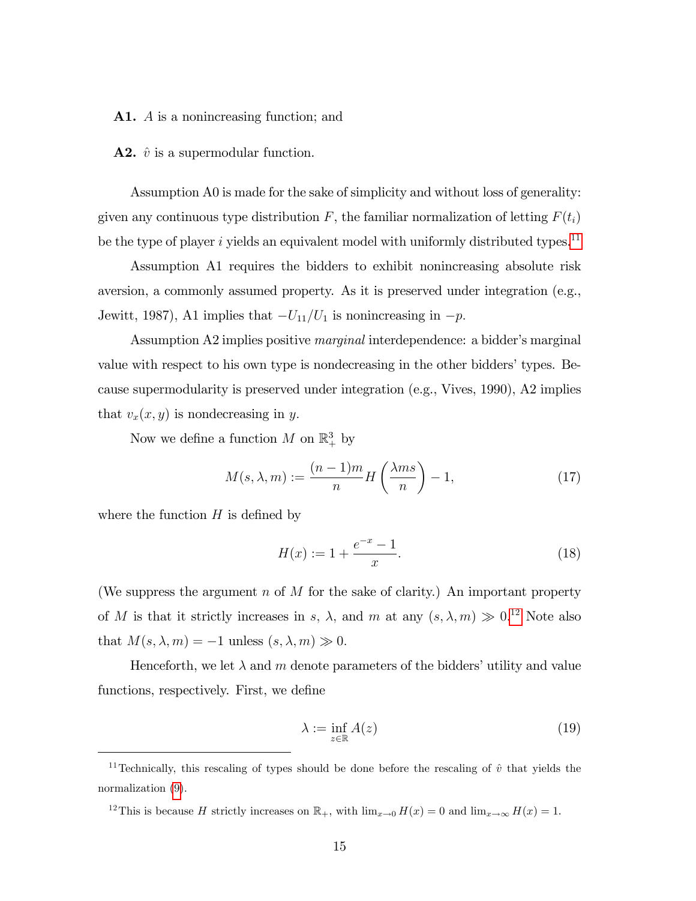**A1.** $A$ is a nonincreasing function; and

**A2.** $\hat{v}$ is a supermodular function.

Assumption A0 is made for the sake of simplicity and without loss of generality: given any continuous type distribution $F$, the familiar normalization of letting $F(t_i)$ be the type of player $i$ yields an equivalent model with uniformly distributed types.[11]

Assumption A1 requires the bidders to exhibit nonincreasing absolute risk aversion, a commonly assumed property. As it is preserved under integration (e.g., Jewitt, 1987), A1 implies that $-U_{11}/U_1$ is nonincreasing in $-p$.

Assumption A2 implies positive *marginal* interdependence: a bidder's marginal value with respect to his own type is nondecreasing in the other bidders' types. Because supermodularity is preserved under integration (e.g., Vives, 1990), A2 implies that $v_x(x, y)$ is nondecreasing in $y$.

Now we define a function $M$ on $\mathbb{R}^3_+$ by

$$M(s, \lambda, m) := \frac{(n-1)m}{n} H\left(\frac{\lambda m s}{n}\right) - 1, \tag{17}$$

where the function $H$ is defined by

$$H(x) := 1 + \frac{e^{-x} - 1}{x}. \tag{18}$$

(We suppress the argument $n$ of $M$ for the sake of clarity.) An important property of $M$ is that it strictly increases in $s$, $\lambda$, and $m$ at any $(s, \lambda, m) \gg 0$.[12] Note also that $M(s, \lambda, m) = -1$ unless $(s, \lambda, m) \gg 0$.

Henceforth, we let $\lambda$ and $m$ denote parameters of the bidders' utility and value functions, respectively. First, we define

$$\lambda := \inf_{z \in \mathbb{R}} A(z) \tag{19}$$

---

[11] Technically, this rescaling of types should be done before the rescaling of $\hat{v}$ that yields the normalization (9).

[12] This is because $H$ strictly increases on $\mathbb{R}_+$, with $\lim_{x \to 0} H(x) = 0$ and $\lim_{x \to \infty} H(x) = 1$.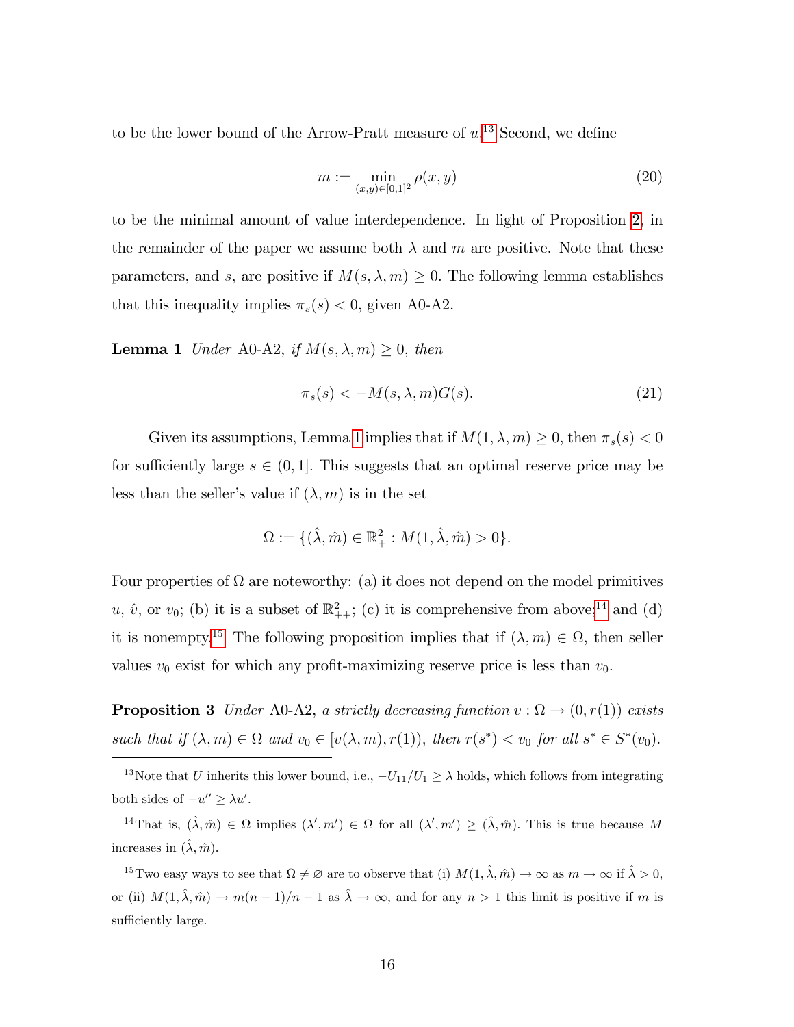to be the lower bound of the Arrow-Pratt measure of $u$.[13] Second, we define

$$m := \min_{(x,y)\in[0,1]^2} \rho(x, y) \tag{20}$$

to be the minimal amount of value interdependence. In light of Proposition 2, in the remainder of the paper we assume both $\lambda$ and $m$ are positive. Note that these parameters, and $s$, are positive if $M(s, \lambda, m) \geq 0$. The following lemma establishes that this inequality implies $\pi_s(s) < 0$, given A0-A2.

**Lemma 1** *Under* A0-A2, *if* $M(s, \lambda, m) \geq 0$, *then*

$$\pi_s(s) < -M(s, \lambda, m)G(s). \tag{21}$$

Given its assumptions, Lemma 1 implies that if $M(1, \lambda, m) \geq 0$, then $\pi_s(s) < 0$ for sufficiently large $s \in (0, 1]$. This suggests that an optimal reserve price may be less than the seller's value if $(\lambda, m)$ is in the set

$$\Omega := \{(\hat{\lambda}, \hat{m}) \in \mathbb{R}^2_+ : M(1, \hat{\lambda}, \hat{m}) > 0\}.$$

Four properties of $\Omega$ are noteworthy: (a) it does not depend on the model primitives $u$, $\hat{v}$, or $v_0$; (b) it is a subset of $\mathbb{R}^2_{++}$; (c) it is comprehensive from above;[14] and (d) it is nonempty.[15] The following proposition implies that if $(\lambda, m) \in \Omega$, then seller values $v_0$ exist for which any profit-maximizing reserve price is less than $v_0$.

**Proposition 3** *Under* A0-A2, *a strictly decreasing function* $\underline{v} : \Omega \to (0, r(1))$ *exists such that if* $(\lambda, m) \in \Omega$ *and* $v_0 \in [\underline{v}(\lambda, m), r(1))$, *then* $r(s^*) < v_0$ *for all* $s^* \in S^*(v_0)$.

---

[13] Note that $U$ inherits this lower bound, i.e., $-U_{11}/U_1 \geq \lambda$ holds, which follows from integrating both sides of $-u'' \geq \lambda u'$.

[14] That is, $(\hat{\lambda}, \hat{m}) \in \Omega$ implies $(\lambda', m') \in \Omega$ for all $(\lambda', m') \geq (\hat{\lambda}, \hat{m})$. This is true because $M$ increases in $(\hat{\lambda}, \hat{m})$.

[15] Two easy ways to see that $\Omega \neq \varnothing$ are to observe that (i) $M(1, \hat{\lambda}, \hat{m}) \to \infty$ as $m \to \infty$ if $\hat{\lambda} > 0$, or (ii) $M(1, \hat{\lambda}, \hat{m}) \to m(n-1)/n - 1$ as $\hat{\lambda} \to \infty$, and for any $n > 1$ this limit is positive if $m$ is sufficiently large.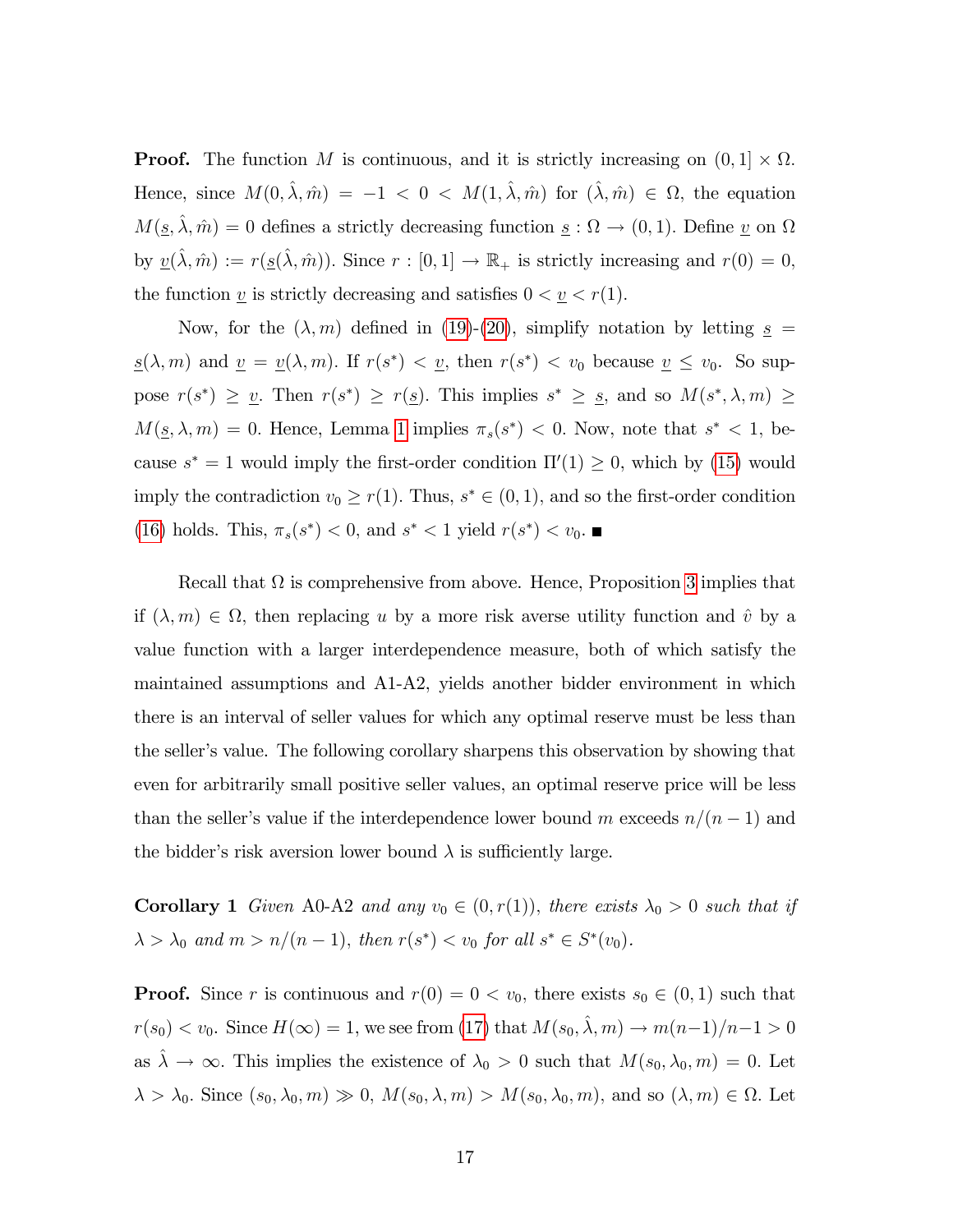**Proof.** The function $M$ is continuous, and it is strictly increasing on $(0,1] \times \Omega$. Hence, since $M(0, \hat{\lambda}, \hat{m}) = -1 < 0 < M(1, \hat{\lambda}, \hat{m})$ for $(\hat{\lambda}, \hat{m}) \in \Omega$, the equation $M(\underline{s}, \hat{\lambda}, \hat{m}) = 0$ defines a strictly decreasing function $\underline{s} : \Omega \to (0,1)$. Define $\underline{v}$ on $\Omega$ by $\underline{v}(\hat{\lambda}, \hat{m}) := r(\underline{s}(\hat{\lambda}, \hat{m}))$. Since $r : [0,1] \to \mathbb{R}_+$ is strictly increasing and $r(0) = 0$, the function $\underline{v}$ is strictly decreasing and satisfies $0 < \underline{v} < r(1)$.

Now, for the $(\lambda, m)$ defined in (19)-(20), simplify notation by letting $\underline{s} = \underline{s}(\lambda, m)$ and $\underline{v} = \underline{v}(\lambda, m)$. If $r(s^*) < \underline{v}$, then $r(s^*) < v_0$ because $\underline{v} \leq v_0$. So suppose $r(s^*) \geq \underline{v}$. Then $r(s^*) \geq r(\underline{s})$. This implies $s^* \geq \underline{s}$, and so $M(s^*, \lambda, m) \geq M(\underline{s}, \lambda, m) = 0$. Hence, Lemma 1 implies $\pi_s(s^*) < 0$. Now, note that $s^* < 1$, because $s^* = 1$ would imply the first-order condition $\Pi'(1) \geq 0$, which by (15) would imply the contradiction $v_0 \geq r(1)$. Thus, $s^* \in (0,1)$, and so the first-order condition (16) holds. This, $\pi_s(s^*) < 0$, and $s^* < 1$ yield $r(s^*) < v_0$. ■

Recall that $\Omega$ is comprehensive from above. Hence, Proposition 3 implies that if $(\lambda, m) \in \Omega$, then replacing $u$ by a more risk averse utility function and $\hat{v}$ by a value function with a larger interdependence measure, both of which satisfy the maintained assumptions and A1-A2, yields another bidder environment in which there is an interval of seller values for which any optimal reserve must be less than the seller's value. The following corollary sharpens this observation by showing that even for arbitrarily small positive seller values, an optimal reserve price will be less than the seller's value if the interdependence lower bound $m$ exceeds $n/(n-1)$ and the bidder's risk aversion lower bound $\lambda$ is sufficiently large.

**Corollary 1** *Given* A0-A2 *and any* $v_0 \in (0, r(1))$, *there exists* $\lambda_0 > 0$ *such that if* $\lambda > \lambda_0$ *and* $m > n/(n-1)$, *then* $r(s^*) < v_0$ *for all* $s^* \in S^*(v_0)$.

**Proof.** Since $r$ is continuous and $r(0) = 0 < v_0$, there exists $s_0 \in (0,1)$ such that $r(s_0) < v_0$. Since $H(\infty) = 1$, we see from (17) that $M(s_0, \hat{\lambda}, m) \to m(n-1)/n-1 > 0$ as $\hat{\lambda} \to \infty$. This implies the existence of $\lambda_0 > 0$ such that $M(s_0, \lambda_0, m) = 0$. Let $\lambda > \lambda_0$. Since $(s_0, \lambda_0, m) \gg 0$, $M(s_0, \lambda, m) > M(s_0, \lambda_0, m)$, and so $(\lambda, m) \in \Omega$. Let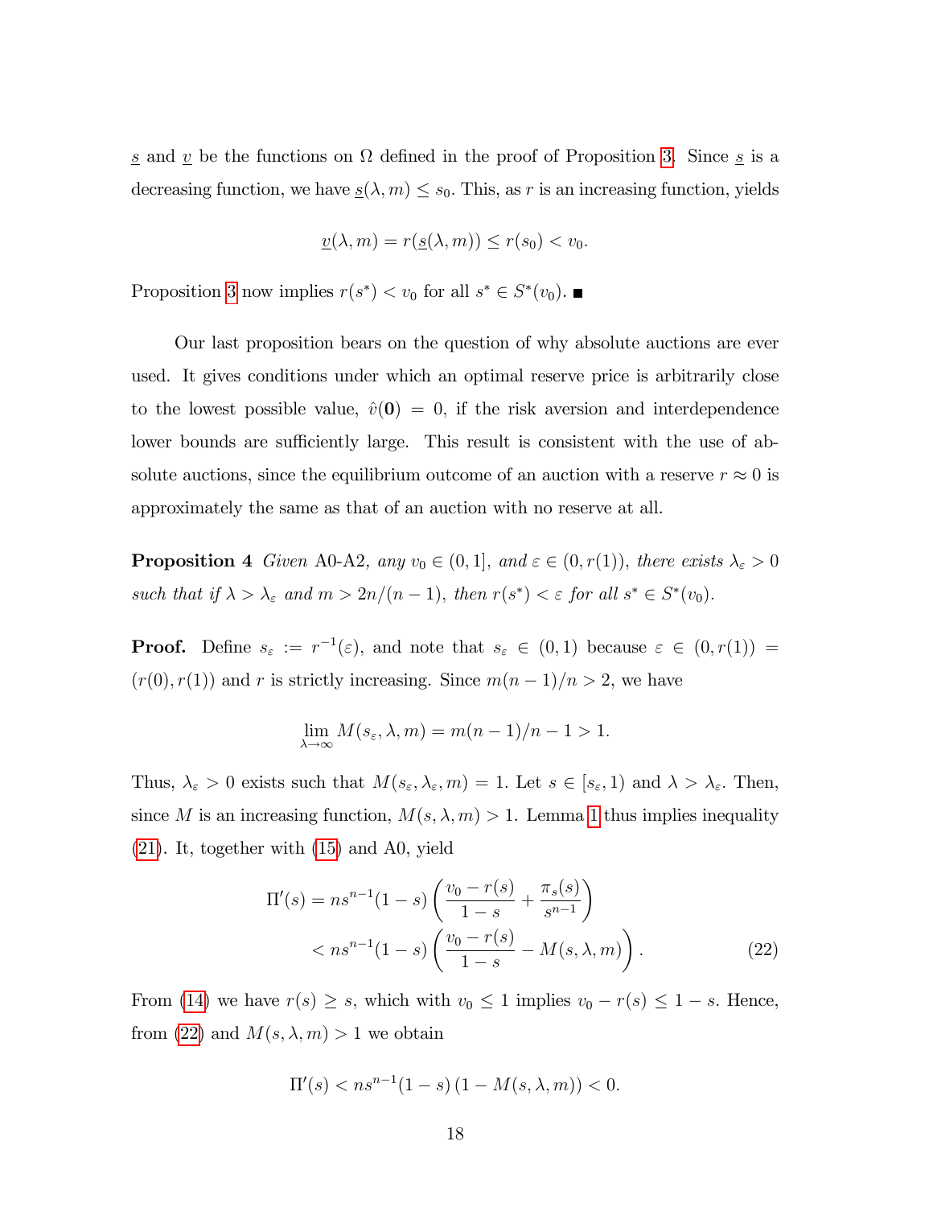$\underline{s}$ and $\underline{v}$ be the functions on $\Omega$ defined in the proof of Proposition 3. Since $\underline{s}$ is a decreasing function, we have $\underline{s}(\lambda, m) \leq s_0$. This, as $r$ is an increasing function, yields

$$\underline{v}(\lambda, m) = r(\underline{s}(\lambda, m)) \leq r(s_0) < v_0.$$

Proposition 3 now implies $r(s^*) < v_0$ for all $s^* \in S^*(v_0)$. ■

Our last proposition bears on the question of why absolute auctions are ever used. It gives conditions under which an optimal reserve price is arbitrarily close to the lowest possible value, $\hat{v}(\mathbf{0}) = 0$, if the risk aversion and interdependence lower bounds are sufficiently large. This result is consistent with the use of absolute auctions, since the equilibrium outcome of an auction with a reserve $r \approx 0$ is approximately the same as that of an auction with no reserve at all.

**Proposition 4** *Given* A0-A2, *any* $v_0 \in (0, 1]$, *and* $\varepsilon \in (0, r(1))$, *there exists* $\lambda_\varepsilon > 0$ *such that if* $\lambda > \lambda_\varepsilon$ *and* $m > 2n/(n-1)$, *then* $r(s^*) < \varepsilon$ *for all* $s^* \in S^*(v_0)$.

**Proof.** Define $s_\varepsilon := r^{-1}(\varepsilon)$, and note that $s_\varepsilon \in (0, 1)$ because $\varepsilon \in (0, r(1)) = (r(0), r(1))$ and $r$ is strictly increasing. Since $m(n-1)/n > 2$, we have

$$\lim_{\lambda \to \infty} M(s_\varepsilon, \lambda, m) = m(n-1)/n - 1 > 1.$$

Thus, $\lambda_\varepsilon > 0$ exists such that $M(s_\varepsilon, \lambda_\varepsilon, m) = 1$. Let $s \in [s_\varepsilon, 1)$ and $\lambda > \lambda_\varepsilon$. Then, since $M$ is an increasing function, $M(s, \lambda, m) > 1$. Lemma 1 thus implies inequality (21). It, together with (15) and A0, yield

$$\begin{aligned}
\Pi'(s) &= ns^{n-1}(1-s)\left(\frac{v_0 - r(s)}{1-s} + \frac{\pi_s(s)}{s^{n-1}}\right) \\
&< ns^{n-1}(1-s)\left(\frac{v_0 - r(s)}{1-s} - M(s, \lambda, m)\right).
\end{aligned} \tag{22}$$

From (14) we have $r(s) \geq s$, which with $v_0 \leq 1$ implies $v_0 - r(s) \leq 1 - s$. Hence, from (22) and $M(s, \lambda, m) > 1$ we obtain

$$\Pi'(s) < ns^{n-1}(1-s)\left(1 - M(s, \lambda, m)\right) < 0.$$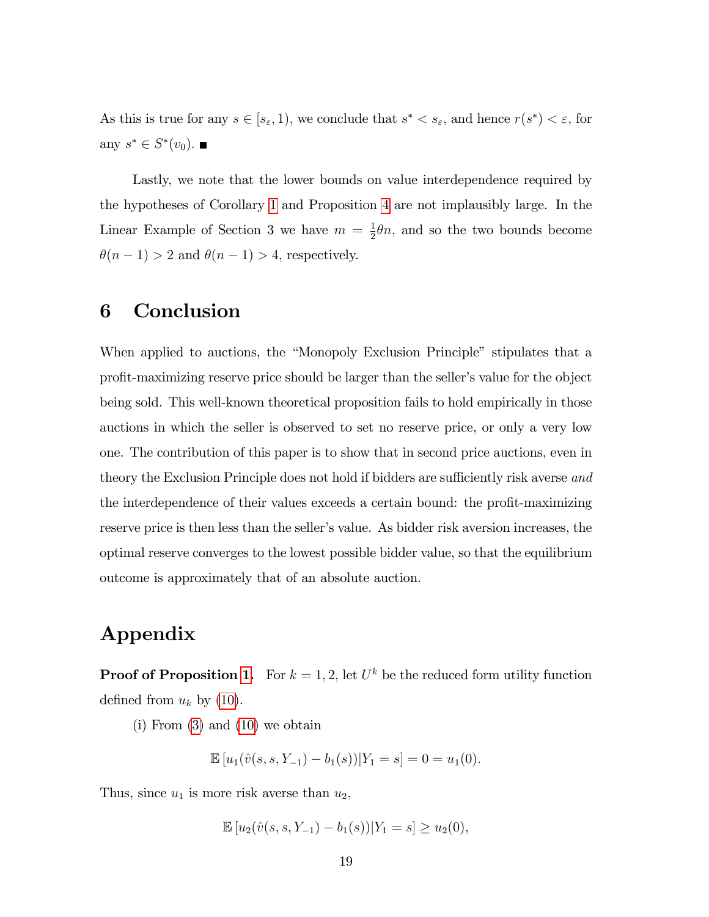As this is true for any $s \in [s_\varepsilon, 1)$, we conclude that $s^* < s_\varepsilon$, and hence $r(s^*) < \varepsilon$, for any $s^* \in S^*(v_0)$. ■

Lastly, we note that the lower bounds on value interdependence required by the hypotheses of Corollary 1 and Proposition 4 are not implausibly large. In the Linear Example of Section 3 we have $m = \frac{1}{2}\theta n$, and so the two bounds become $\theta(n-1) > 2$ and $\theta(n-1) > 4$, respectively.

## 6 Conclusion

When applied to auctions, the "Monopoly Exclusion Principle" stipulates that a profit-maximizing reserve price should be larger than the seller's value for the object being sold. This well-known theoretical proposition fails to hold empirically in those auctions in which the seller is observed to set no reserve price, or only a very low one. The contribution of this paper is to show that in second price auctions, even in theory the Exclusion Principle does not hold if bidders are sufficiently risk averse *and* the interdependence of their values exceeds a certain bound: the profit-maximizing reserve price is then less than the seller's value. As bidder risk aversion increases, the optimal reserve converges to the lowest possible bidder value, so that the equilibrium outcome is approximately that of an absolute auction.

## Appendix

**Proof of Proposition 1.** For $k = 1, 2$, let $U^k$ be the reduced form utility function defined from $u_k$ by (10).

(i) From (3) and (10) we obtain

$$\mathbb{E}\left[u_1(\hat{v}(s, s, Y_{-1}) - b_1(s))|Y_1 = s\right] = 0 = u_1(0).$$

Thus, since $u_1$ is more risk averse than $u_2$,

$$\mathbb{E}\left[u_2(\hat{v}(s, s, Y_{-1}) - b_1(s))|Y_1 = s\right] \geq u_2(0),$$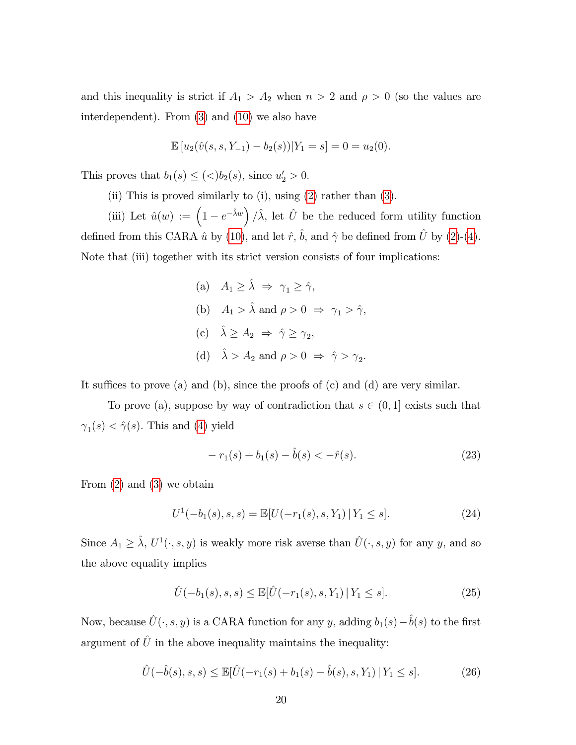and this inequality is strict if $A_1 > A_2$ when $n > 2$ and $\rho > 0$ (so the values are interdependent). From (3) and (10) we also have

$$\mathbb{E}\left[u_2(\hat{v}(s,s,Y_{-1}) - b_2(s))|Y_1 = s\right] = 0 = u_2(0).$$

This proves that $b_1(s) \leq (<) b_2(s)$, since $u_2' > 0$.

(ii) This is proved similarly to (i), using (2) rather than (3).

(iii) Let $\hat{u}(w) := \left(1 - e^{-\hat{\lambda}w}\right)/\hat{\lambda}$, let $\hat{U}$ be the reduced form utility function defined from this CARA $\hat{u}$ by (10), and let $\hat{r}$, $\hat{b}$, and $\hat{\gamma}$ be defined from $\hat{U}$ by (2)-(4). Note that (iii) together with its strict version consists of four implications:

(a) $\quad A_1 \geq \hat{\lambda} \;\Rightarrow\; \gamma_1 \geq \hat{\gamma}$,

(b) $\quad A_1 > \hat{\lambda}$ and $\rho > 0 \;\Rightarrow\; \gamma_1 > \hat{\gamma}$,

(c) $\quad \hat{\lambda} \geq A_2 \;\Rightarrow\; \hat{\gamma} \geq \gamma_2$,

(d) $\quad \hat{\lambda} > A_2$ and $\rho > 0 \;\Rightarrow\; \hat{\gamma} > \gamma_2$.

It suffices to prove (a) and (b), since the proofs of (c) and (d) are very similar.

To prove (a), suppose by way of contradiction that $s \in (0,1]$ exists such that $\gamma_1(s) < \hat{\gamma}(s)$. This and (4) yield

$$-r_1(s) + b_1(s) - \hat{b}(s) < -\hat{r}(s). \tag{23}$$

From (2) and (3) we obtain

$$U^1(-b_1(s), s, s) = \mathbb{E}[U(-r_1(s), s, Y_1)\,|\,Y_1 \leq s]. \tag{24}$$

Since $A_1 \geq \hat{\lambda}$, $U^1(\cdot, s, y)$ is weakly more risk averse than $\hat{U}(\cdot, s, y)$ for any $y$, and so the above equality implies

$$\hat{U}(-b_1(s), s, s) \leq \mathbb{E}[\hat{U}(-r_1(s), s, Y_1)\,|\,Y_1 \leq s]. \tag{25}$$

Now, because $\hat{U}(\cdot, s, y)$ is a CARA function for any $y$, adding $b_1(s) - \hat{b}(s)$ to the first argument of $\hat{U}$ in the above inequality maintains the inequality:

$$\hat{U}(-\hat{b}(s), s, s) \leq \mathbb{E}[\hat{U}(-r_1(s) + b_1(s) - \hat{b}(s), s, Y_1)\,|\,Y_1 \leq s]. \tag{26}$$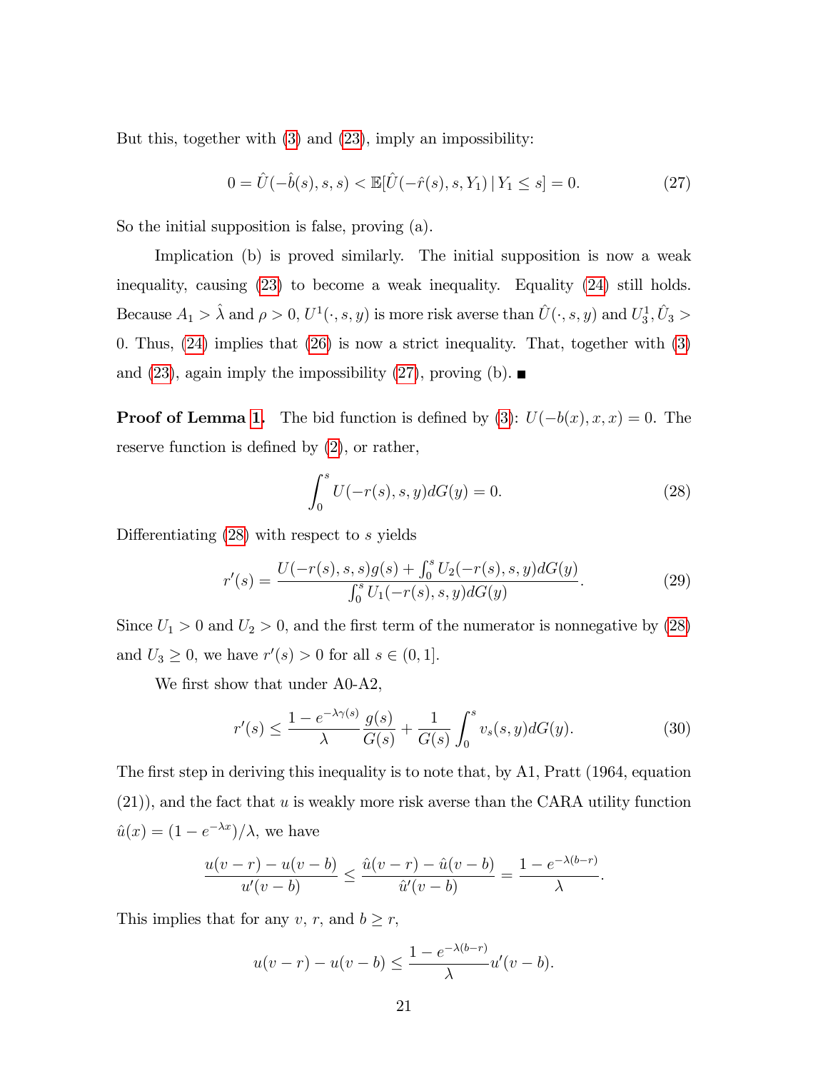But this, together with (3) and (23), imply an impossibility:

$$0 = \hat{U}(-\hat{b}(s), s, s) < \mathbb{E}[\hat{U}(-\hat{r}(s), s, Y_1) \,|\, Y_1 \leq s] = 0. \tag{27}$$

So the initial supposition is false, proving (a).

Implication (b) is proved similarly. The initial supposition is now a weak inequality, causing (23) to become a weak inequality. Equality (24) still holds. Because $A_1 > \hat{\lambda}$ and $\rho > 0$, $U^1(\cdot, s, y)$ is more risk averse than $\hat{U}(\cdot, s, y)$ and $U_3^1, \hat{U}_3 > 0$. Thus, (24) implies that (26) is now a strict inequality. That, together with (3) and (23), again imply the impossibility (27), proving (b). ■

**Proof of Lemma 1.** The bid function is defined by (3): $U(-b(x), x, x) = 0$. The reserve function is defined by (2), or rather,

$$\int_0^s U(-r(s), s, y)dG(y) = 0. \tag{28}$$

Differentiating (28) with respect to $s$ yields

$$r'(s) = \frac{U(-r(s), s, s)g(s) + \int_0^s U_2(-r(s), s, y)dG(y)}{\int_0^s U_1(-r(s), s, y)dG(y)}. \tag{29}$$

Since $U_1 > 0$ and $U_2 > 0$, and the first term of the numerator is nonnegative by (28) and $U_3 \geq 0$, we have $r'(s) > 0$ for all $s \in (0, 1]$.

We first show that under A0-A2,

$$r'(s) \leq \frac{1 - e^{-\lambda\gamma(s)}}{\lambda} \frac{g(s)}{G(s)} + \frac{1}{G(s)} \int_0^s v_s(s, y)dG(y). \tag{30}$$

The first step in deriving this inequality is to note that, by A1, Pratt (1964, equation (21)), and the fact that $u$ is weakly more risk averse than the CARA utility function $\hat{u}(x) = (1 - e^{-\lambda x})/\lambda$, we have

$$\frac{u(v - r) - u(v - b)}{u'(v - b)} \leq \frac{\hat{u}(v - r) - \hat{u}(v - b)}{\hat{u}'(v - b)} = \frac{1 - e^{-\lambda(b - r)}}{\lambda}.$$

This implies that for any $v$, $r$, and $b \geq r$,

$$u(v - r) - u(v - b) \leq \frac{1 - e^{-\lambda(b - r)}}{\lambda} u'(v - b).$$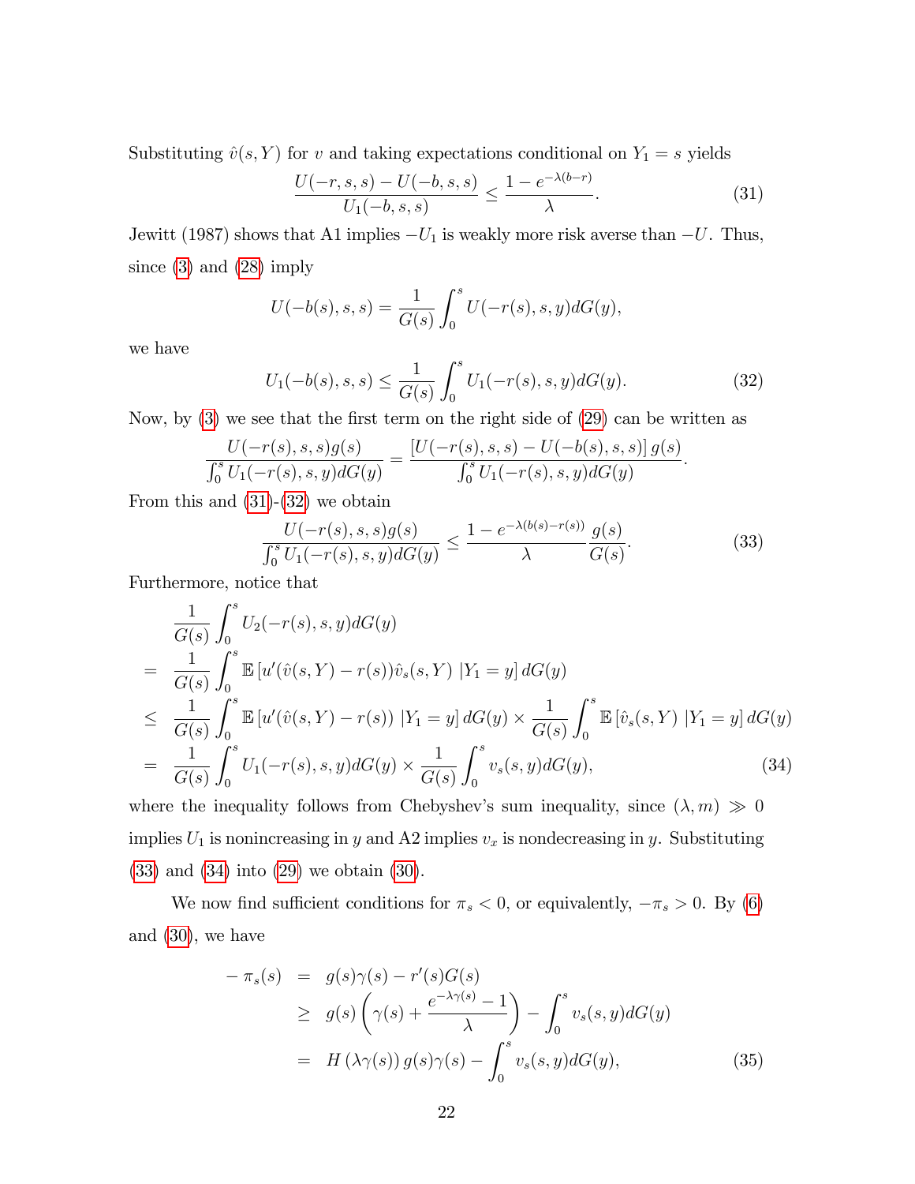Substituting $\hat{v}(s, Y)$ for $v$ and taking expectations conditional on $Y_1 = s$ yields

$$\frac{U(-r,s,s) - U(-b,s,s)}{U_1(-b,s,s)} \leq \frac{1 - e^{-\lambda(b-r)}}{\lambda}. \tag{31}$$

Jewitt (1987) shows that A1 implies $-U_1$ is weakly more risk averse than $-U$. Thus, since (3) and (28) imply

$$U(-b(s),s,s) = \frac{1}{G(s)} \int_0^s U(-r(s),s,y)dG(y),$$

we have

$$U_1(-b(s),s,s) \leq \frac{1}{G(s)} \int_0^s U_1(-r(s),s,y)dG(y). \tag{32}$$

Now, by (3) we see that the first term on the right side of (29) can be written as

$$\frac{U(-r(s),s,s)g(s)}{\int_0^s U_1(-r(s),s,y)dG(y)} = \frac{[U(-r(s),s,s) - U(-b(s),s,s)]\, g(s)}{\int_0^s U_1(-r(s),s,y)dG(y)}.$$

From this and (31)-(32) we obtain

$$\frac{U(-r(s),s,s)g(s)}{\int_0^s U_1(-r(s),s,y)dG(y)} \leq \frac{1 - e^{-\lambda(b(s)-r(s))}}{\lambda} \frac{g(s)}{G(s)}. \tag{33}$$

Furthermore, notice that

$$\begin{aligned}
& \frac{1}{G(s)} \int_0^s U_2(-r(s),s,y)dG(y) \\
= \; & \frac{1}{G(s)} \int_0^s \mathbb{E}\left[u'(\hat{v}(s,Y) - r(s))\hat{v}_s(s,Y) \; | Y_1 = y\right] dG(y) \\
\leq \; & \frac{1}{G(s)} \int_0^s \mathbb{E}\left[u'(\hat{v}(s,Y) - r(s)) \; | Y_1 = y\right] dG(y) \times \frac{1}{G(s)} \int_0^s \mathbb{E}\left[\hat{v}_s(s,Y) \; | Y_1 = y\right] dG(y) \\
= \; & \frac{1}{G(s)} \int_0^s U_1(-r(s),s,y)dG(y) \times \frac{1}{G(s)} \int_0^s v_s(s,y)dG(y),
\end{aligned} \tag{34}$$

where the inequality follows from Chebyshev's sum inequality, since $(\lambda, m) \gg 0$ implies $U_1$ is nonincreasing in $y$ and A2 implies $v_x$ is nondecreasing in $y$. Substituting (33) and (34) into (29) we obtain (30).

We now find sufficient conditions for $\pi_s < 0$, or equivalently, $-\pi_s > 0$. By (6) and (30), we have

$$\begin{aligned}
-\pi_s(s) &= g(s)\gamma(s) - r'(s)G(s) \\
&\geq g(s)\left(\gamma(s) + \frac{e^{-\lambda\gamma(s)} - 1}{\lambda}\right) - \int_0^s v_s(s,y)dG(y) \\
&= H\left(\lambda\gamma(s)\right) g(s)\gamma(s) - \int_0^s v_s(s,y)dG(y),
\end{aligned} \tag{35}$$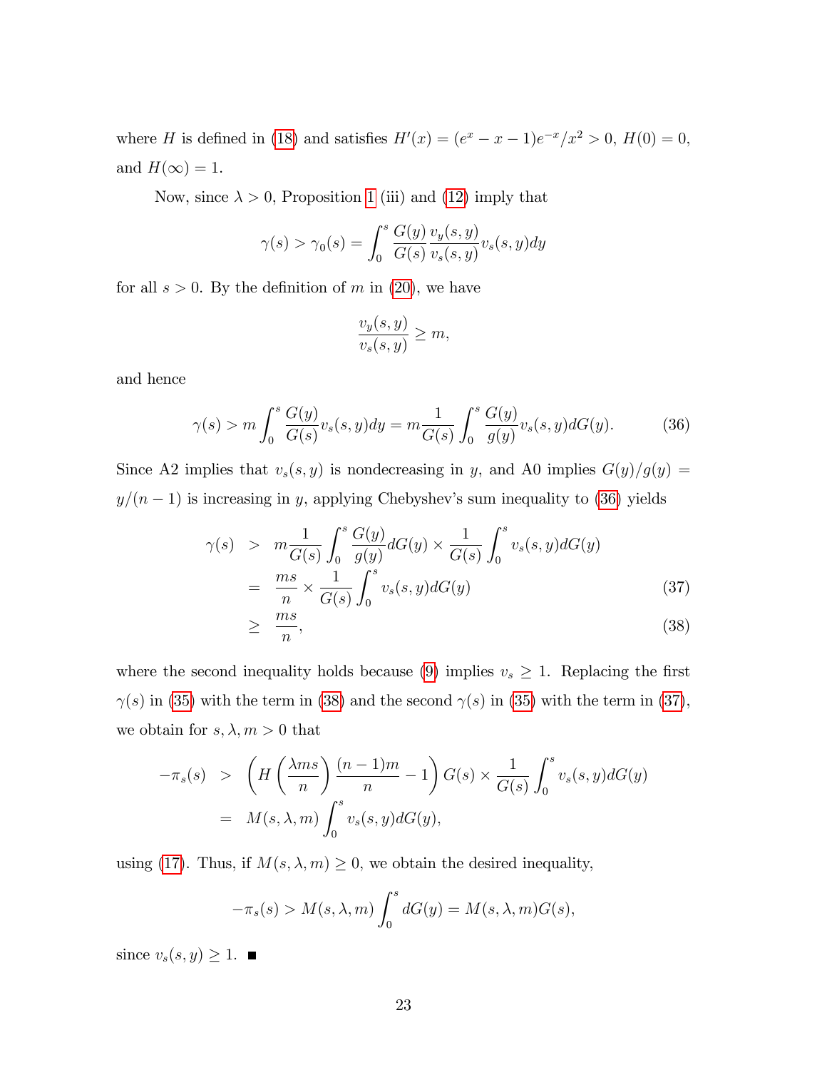where $H$ is defined in (18) and satisfies $H'(x) = (e^x - x - 1)e^{-x}/x^2 > 0$, $H(0) = 0$, and $H(\infty) = 1$.

Now, since $\lambda > 0$, Proposition 1 (iii) and (12) imply that

$$\gamma(s) > \gamma_0(s) = \int_0^s \frac{G(y)}{G(s)} \frac{v_y(s,y)}{v_s(s,y)} v_s(s,y) dy$$

for all $s > 0$. By the definition of $m$ in (20), we have

$$\frac{v_y(s,y)}{v_s(s,y)} \geq m,$$

and hence

$$\gamma(s) > m \int_0^s \frac{G(y)}{G(s)} v_s(s,y) dy = m \frac{1}{G(s)} \int_0^s \frac{G(y)}{g(y)} v_s(s,y) dG(y). \tag{36}$$

Since A2 implies that $v_s(s,y)$ is nondecreasing in $y$, and A0 implies $G(y)/g(y) = y/(n-1)$ is increasing in $y$, applying Chebyshev's sum inequality to (36) yields

$$\begin{aligned}
\gamma(s) &> m \frac{1}{G(s)} \int_0^s \frac{G(y)}{g(y)} dG(y) \times \frac{1}{G(s)} \int_0^s v_s(s,y) dG(y) \\
&= \frac{ms}{n} \times \frac{1}{G(s)} \int_0^s v_s(s,y) dG(y) && (37) \\
&\geq \frac{ms}{n}, && (38)
\end{aligned}$$

where the second inequality holds because (9) implies $v_s \geq 1$. Replacing the first $\gamma(s)$ in (35) with the term in (38) and the second $\gamma(s)$ in (35) with the term in (37), we obtain for $s, \lambda, m > 0$ that

$$\begin{aligned}
-\pi_s(s) &> \left( H\left(\frac{\lambda m s}{n}\right) \frac{(n-1)m}{n} - 1 \right) G(s) \times \frac{1}{G(s)} \int_0^s v_s(s,y) dG(y) \\
&= M(s, \lambda, m) \int_0^s v_s(s,y) dG(y),
\end{aligned}$$

using (17). Thus, if $M(s, \lambda, m) \geq 0$, we obtain the desired inequality,

$$-\pi_s(s) > M(s, \lambda, m) \int_0^s dG(y) = M(s, \lambda, m) G(s),$$

since $v_s(s,y) \geq 1$. ∎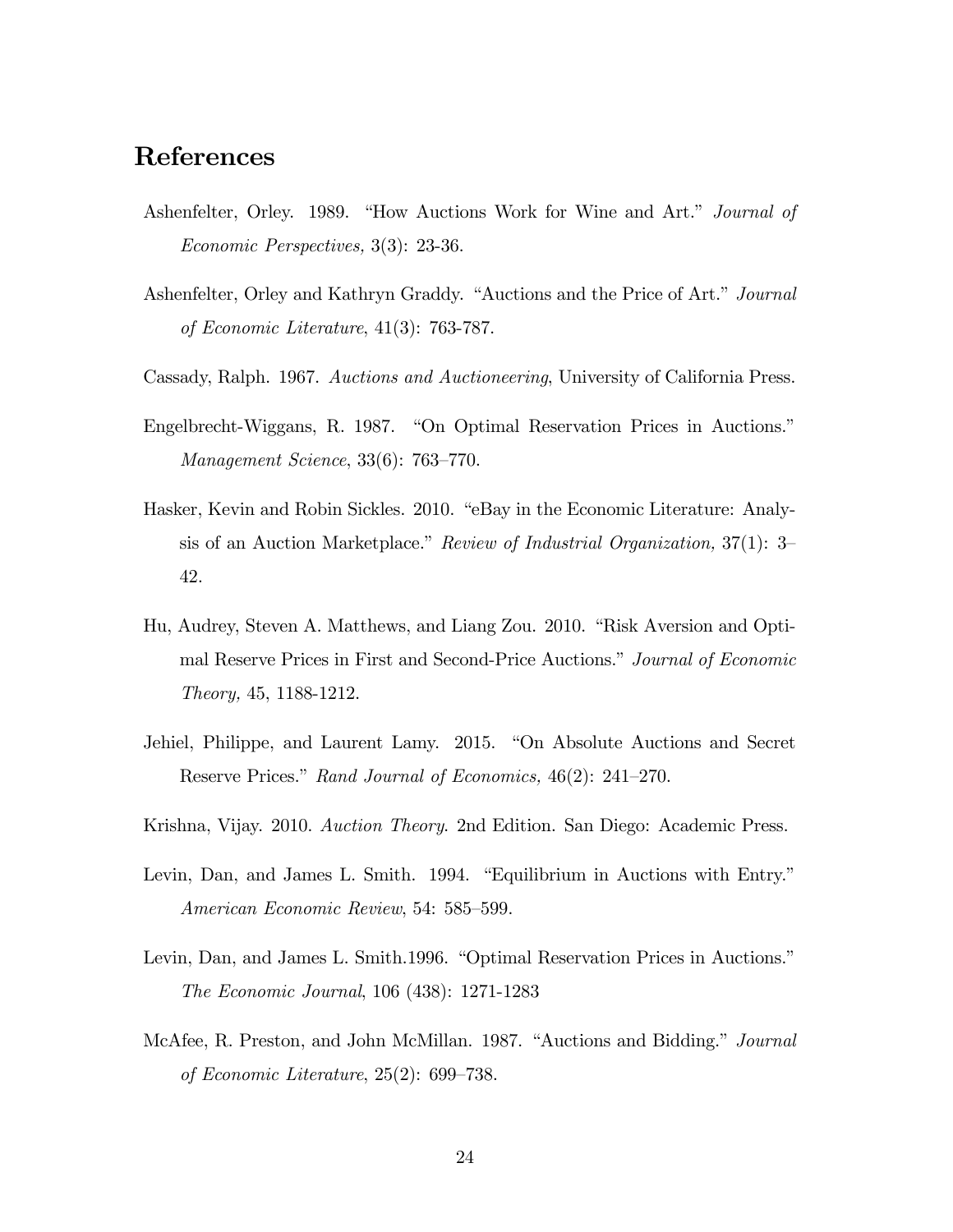## References

Ashenfelter, Orley. 1989. "How Auctions Work for Wine and Art." *Journal of Economic Perspectives,* 3(3): 23-36.

Ashenfelter, Orley and Kathryn Graddy. "Auctions and the Price of Art." *Journal of Economic Literature*, 41(3): 763-787.

Cassady, Ralph. 1967. *Auctions and Auctioneering*, University of California Press.

Engelbrecht-Wiggans, R. 1987. "On Optimal Reservation Prices in Auctions." *Management Science*, 33(6): 763–770.

Hasker, Kevin and Robin Sickles. 2010. "eBay in the Economic Literature: Analysis of an Auction Marketplace." *Review of Industrial Organization,* 37(1): 3–42.

Hu, Audrey, Steven A. Matthews, and Liang Zou. 2010. "Risk Aversion and Optimal Reserve Prices in First and Second-Price Auctions." *Journal of Economic Theory,* 45, 1188-1212.

Jehiel, Philippe, and Laurent Lamy. 2015. "On Absolute Auctions and Secret Reserve Prices." *Rand Journal of Economics,* 46(2): 241–270.

Krishna, Vijay. 2010. *Auction Theory*. 2nd Edition. San Diego: Academic Press.

Levin, Dan, and James L. Smith. 1994. "Equilibrium in Auctions with Entry." *American Economic Review*, 54: 585–599.

Levin, Dan, and James L. Smith.1996. "Optimal Reservation Prices in Auctions." *The Economic Journal*, 106 (438): 1271-1283

McAfee, R. Preston, and John McMillan. 1987. "Auctions and Bidding." *Journal of Economic Literature*, 25(2): 699–738.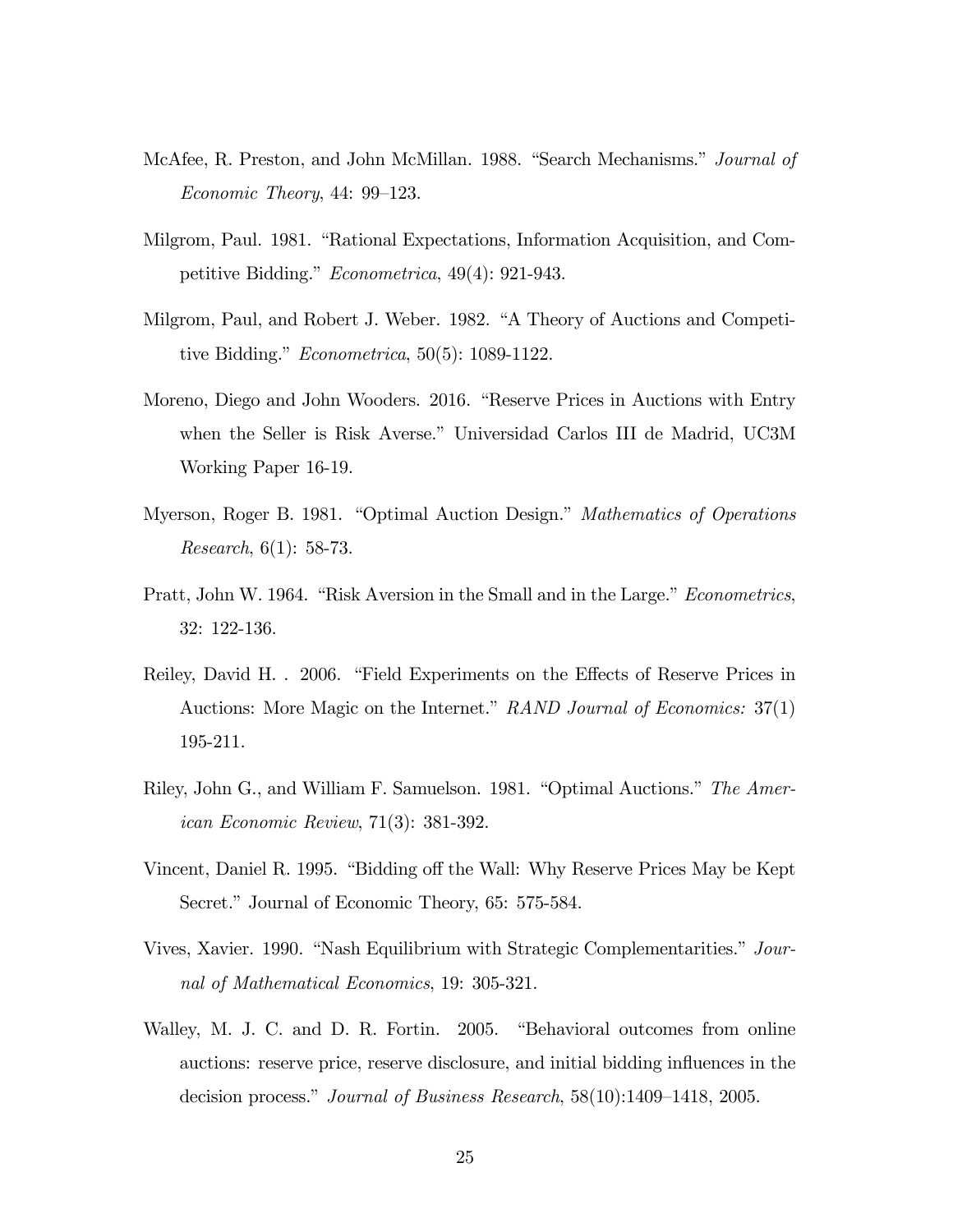McAfee, R. Preston, and John McMillan. 1988. "Search Mechanisms." *Journal of Economic Theory*, 44: 99–123.

Milgrom, Paul. 1981. "Rational Expectations, Information Acquisition, and Competitive Bidding." *Econometrica*, 49(4): 921-943.

Milgrom, Paul, and Robert J. Weber. 1982. "A Theory of Auctions and Competitive Bidding." *Econometrica*, 50(5): 1089-1122.

Moreno, Diego and John Wooders. 2016. "Reserve Prices in Auctions with Entry when the Seller is Risk Averse." Universidad Carlos III de Madrid, UC3M Working Paper 16-19.

Myerson, Roger B. 1981. "Optimal Auction Design." *Mathematics of Operations Research*, 6(1): 58-73.

Pratt, John W. 1964. "Risk Aversion in the Small and in the Large." *Econometrics*, 32: 122-136.

Reiley, David H. . 2006. "Field Experiments on the Effects of Reserve Prices in Auctions: More Magic on the Internet." *RAND Journal of Economics:* 37(1) 195-211.

Riley, John G., and William F. Samuelson. 1981. "Optimal Auctions." *The American Economic Review*, 71(3): 381-392.

Vincent, Daniel R. 1995. "Bidding off the Wall: Why Reserve Prices May be Kept Secret." Journal of Economic Theory, 65: 575-584.

Vives, Xavier. 1990. "Nash Equilibrium with Strategic Complementarities." *Journal of Mathematical Economics*, 19: 305-321.

Walley, M. J. C. and D. R. Fortin. 2005. "Behavioral outcomes from online auctions: reserve price, reserve disclosure, and initial bidding influences in the decision process." *Journal of Business Research*, 58(10):1409–1418, 2005.